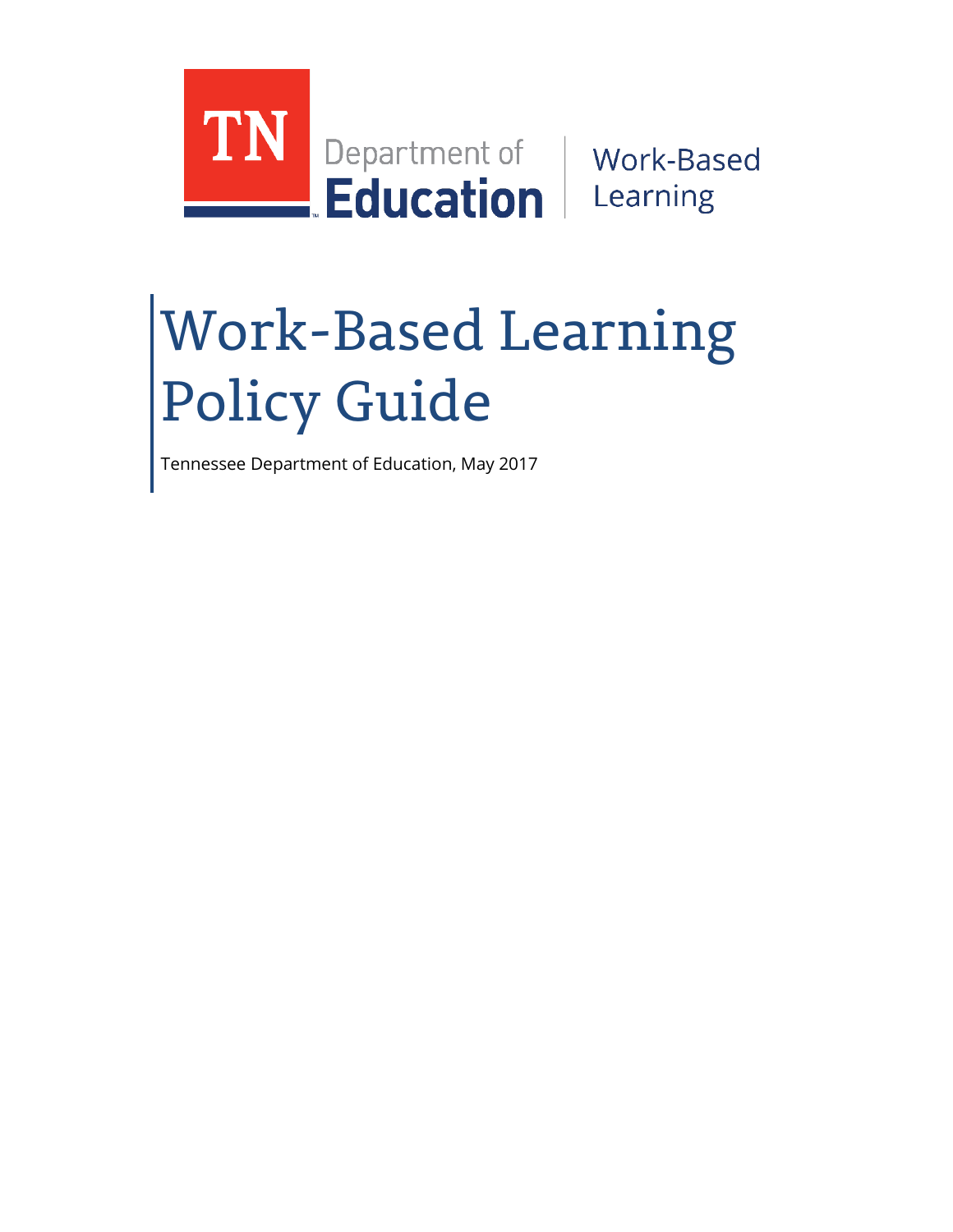TN Department of Education | Work-Based Learning

# Work-Based Learning Policy Guide

Tennessee Department of Education, May 2017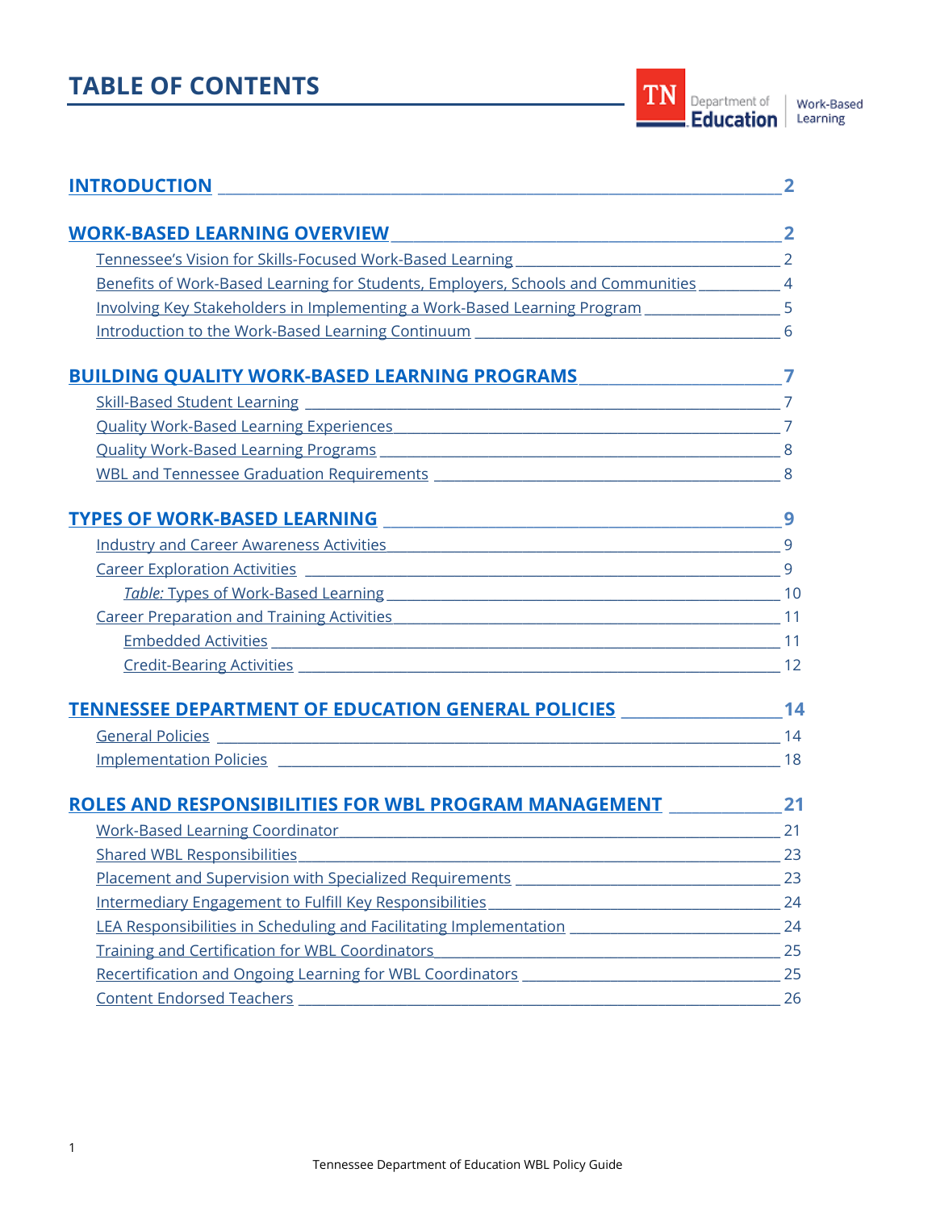# TABLE OF CONTENTS

- **INTRODUCTION** — 2
- **WORK-BASED LEARNING OVERVIEW** — 2
  - Tennessee's Vision for Skills-Focused Work-Based Learning — 2
  - Benefits of Work-Based Learning for Students, Employers, Schools and Communities — 4
  - Involving Key Stakeholders in Implementing a Work-Based Learning Program — 5
  - Introduction to the Work-Based Learning Continuum — 6
- **BUILDING QUALITY WORK-BASED LEARNING PROGRAMS** — 7
  - Skill-Based Student Learning — 7
  - Quality Work-Based Learning Experiences — 7
  - Quality Work-Based Learning Programs — 8
  - WBL and Tennessee Graduation Requirements — 8
- **TYPES OF WORK-BASED LEARNING** — 9
  - Industry and Career Awareness Activities — 9
  - Career Exploration Activities — 9
    - *Table:* Types of Work-Based Learning — 10
  - Career Preparation and Training Activities — 11
    - Embedded Activities — 11
    - Credit-Bearing Activities — 12
- **TENNESSEE DEPARTMENT OF EDUCATION GENERAL POLICIES** — 14
  - General Policies — 14
  - Implementation Policies — 18
- **ROLES AND RESPONSIBILITIES FOR WBL PROGRAM MANAGEMENT** — 21
  - Work-Based Learning Coordinator — 21
  - Shared WBL Responsibilities — 23
  - Placement and Supervision with Specialized Requirements — 23
  - Intermediary Engagement to Fulfill Key Responsibilities — 24
  - LEA Responsibilities in Scheduling and Facilitating Implementation — 24
  - Training and Certification for WBL Coordinators — 25
  - Recertification and Ongoing Learning for WBL Coordinators — 25
  - Content Endorsed Teachers — 26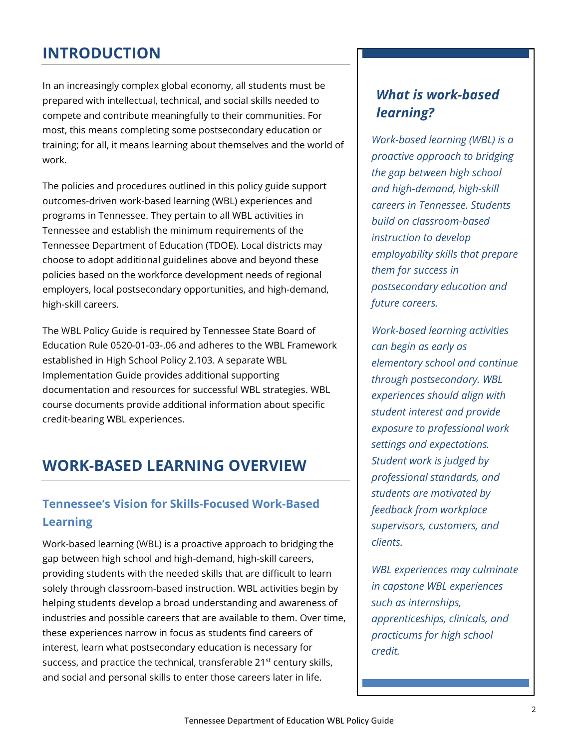# INTRODUCTION

In an increasingly complex global economy, all students must be prepared with intellectual, technical, and social skills needed to compete and contribute meaningfully to their communities. For most, this means completing some postsecondary education or training; for all, it means learning about themselves and the world of work.

The policies and procedures outlined in this policy guide support outcomes-driven work-based learning (WBL) experiences and programs in Tennessee. They pertain to all WBL activities in Tennessee and establish the minimum requirements of the Tennessee Department of Education (TDOE). Local districts may choose to adopt additional guidelines above and beyond these policies based on the workforce development needs of regional employers, local postsecondary opportunities, and high-demand, high-skill careers.

The WBL Policy Guide is required by Tennessee State Board of Education Rule 0520-01-03-.06 and adheres to the WBL Framework established in High School Policy 2.103. A separate WBL Implementation Guide provides additional supporting documentation and resources for successful WBL strategies. WBL course documents provide additional information about specific credit-bearing WBL experiences.

### *What is work-based learning?*

*Work-based learning (WBL) is a proactive approach to bridging the gap between high school and high-demand, high-skill careers in Tennessee. Students build on classroom-based instruction to develop employability skills that prepare them for success in postsecondary education and future careers.*

*Work-based learning activities can begin as early as elementary school and continue through postsecondary. WBL experiences should align with student interest and provide exposure to professional work settings and expectations. Student work is judged by professional standards, and students are motivated by feedback from workplace supervisors, customers, and clients.*

*WBL experiences may culminate in capstone WBL experiences such as internships, apprenticeships, clinicals, and practicums for high school credit.*

# WORK-BASED LEARNING OVERVIEW

## Tennessee's Vision for Skills-Focused Work-Based Learning

Work-based learning (WBL) is a proactive approach to bridging the gap between high school and high-demand, high-skill careers, providing students with the needed skills that are difficult to learn solely through classroom-based instruction. WBL activities begin by helping students develop a broad understanding and awareness of industries and possible careers that are available to them. Over time, these experiences narrow in focus as students find careers of interest, learn what postsecondary education is necessary for success, and practice the technical, transferable 21st century skills, and social and personal skills to enter those careers later in life.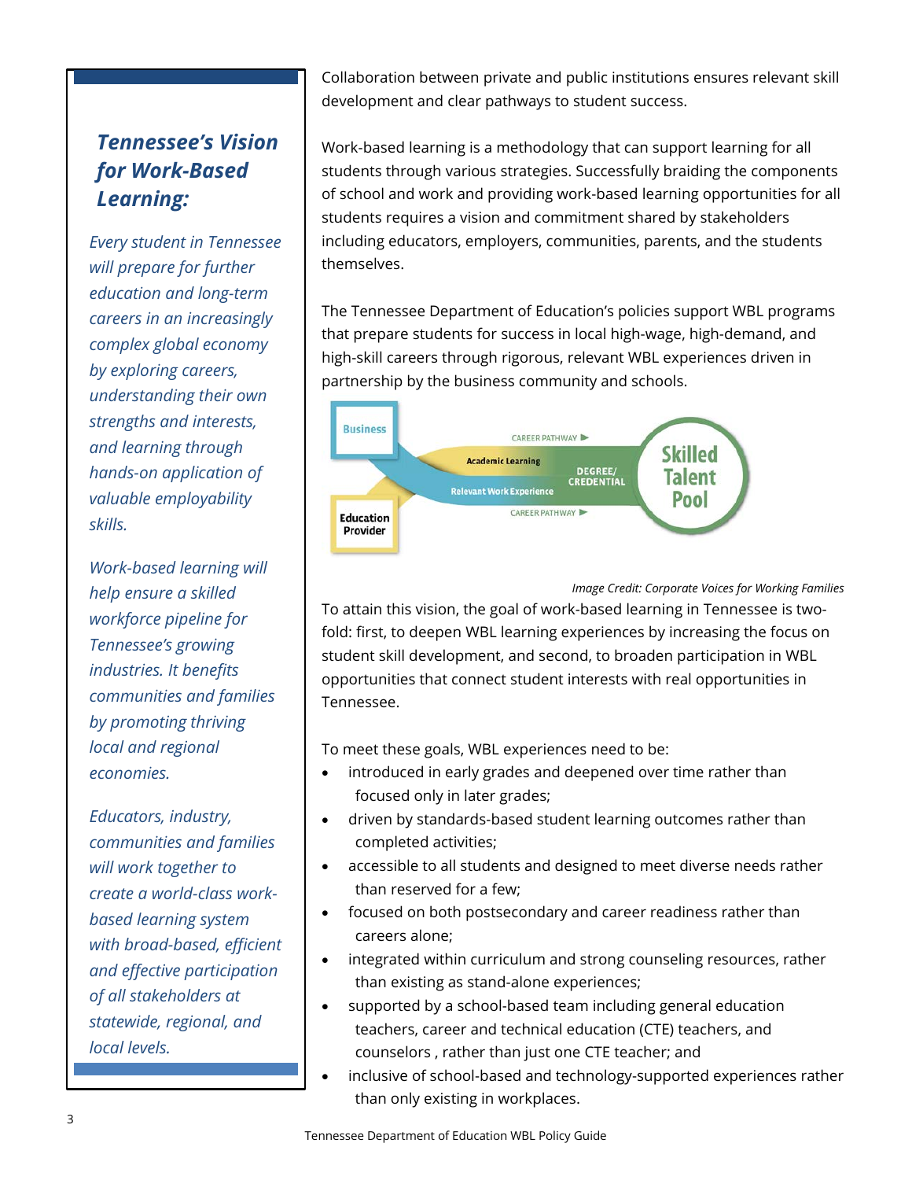### *Tennessee's Vision for Work-Based Learning:*

*Every student in Tennessee will prepare for further education and long-term careers in an increasingly complex global economy by exploring careers, understanding their own strengths and interests, and learning through hands-on application of valuable employability skills.*

*Work-based learning will help ensure a skilled workforce pipeline for Tennessee's growing industries. It benefits communities and families by promoting thriving local and regional economies.*

*Educators, industry, communities and families will work together to create a world-class work-based learning system with broad-based, efficient and effective participation of all stakeholders at statewide, regional, and local levels.*

Collaboration between private and public institutions ensures relevant skill development and clear pathways to student success.

Work-based learning is a methodology that can support learning for all students through various strategies. Successfully braiding the components of school and work and providing work-based learning opportunities for all students requires a vision and commitment shared by stakeholders including educators, employers, communities, parents, and the students themselves.

The Tennessee Department of Education's policies support WBL programs that prepare students for success in local high-wage, high-demand, and high-skill careers through rigorous, relevant WBL experiences driven in partnership by the business community and schools.

Business — Education Provider — Academic Learning — Relevant Work Experience — CAREER PATHWAY — DEGREE/CREDENTIAL — Skilled Talent Pool

*Image Credit: Corporate Voices for Working Families*

To attain this vision, the goal of work-based learning in Tennessee is two-fold: first, to deepen WBL learning experiences by increasing the focus on student skill development, and second, to broaden participation in WBL opportunities that connect student interests with real opportunities in Tennessee.

To meet these goals, WBL experiences need to be:

- introduced in early grades and deepened over time rather than focused only in later grades;
- driven by standards-based student learning outcomes rather than completed activities;
- accessible to all students and designed to meet diverse needs rather than reserved for a few;
- focused on both postsecondary and career readiness rather than careers alone;
- integrated within curriculum and strong counseling resources, rather than existing as stand-alone experiences;
- supported by a school-based team including general education teachers, career and technical education (CTE) teachers, and counselors , rather than just one CTE teacher; and
- inclusive of school-based and technology-supported experiences rather than only existing in workplaces.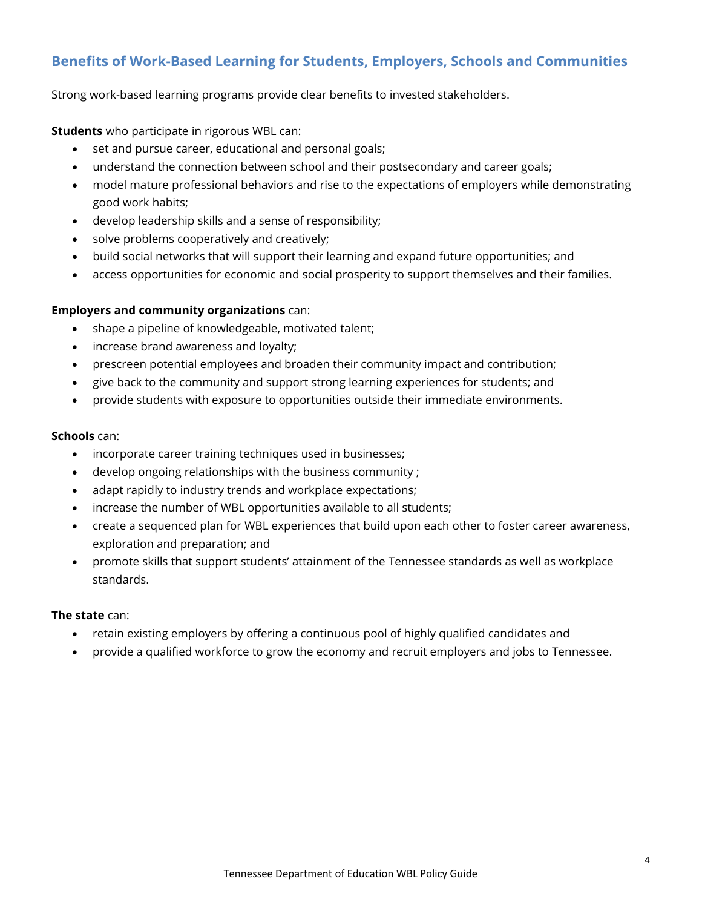## Benefits of Work-Based Learning for Students, Employers, Schools and Communities

Strong work-based learning programs provide clear benefits to invested stakeholders.

**Students** who participate in rigorous WBL can:

- set and pursue career, educational and personal goals;
- understand the connection between school and their postsecondary and career goals;
- model mature professional behaviors and rise to the expectations of employers while demonstrating good work habits;
- develop leadership skills and a sense of responsibility;
- solve problems cooperatively and creatively;
- build social networks that will support their learning and expand future opportunities; and
- access opportunities for economic and social prosperity to support themselves and their families.

**Employers and community organizations** can:

- shape a pipeline of knowledgeable, motivated talent;
- increase brand awareness and loyalty;
- prescreen potential employees and broaden their community impact and contribution;
- give back to the community and support strong learning experiences for students; and
- provide students with exposure to opportunities outside their immediate environments.

**Schools** can:

- incorporate career training techniques used in businesses;
- develop ongoing relationships with the business community ;
- adapt rapidly to industry trends and workplace expectations;
- increase the number of WBL opportunities available to all students;
- create a sequenced plan for WBL experiences that build upon each other to foster career awareness, exploration and preparation; and
- promote skills that support students' attainment of the Tennessee standards as well as workplace standards.

**The state** can:

- retain existing employers by offering a continuous pool of highly qualified candidates and
- provide a qualified workforce to grow the economy and recruit employers and jobs to Tennessee.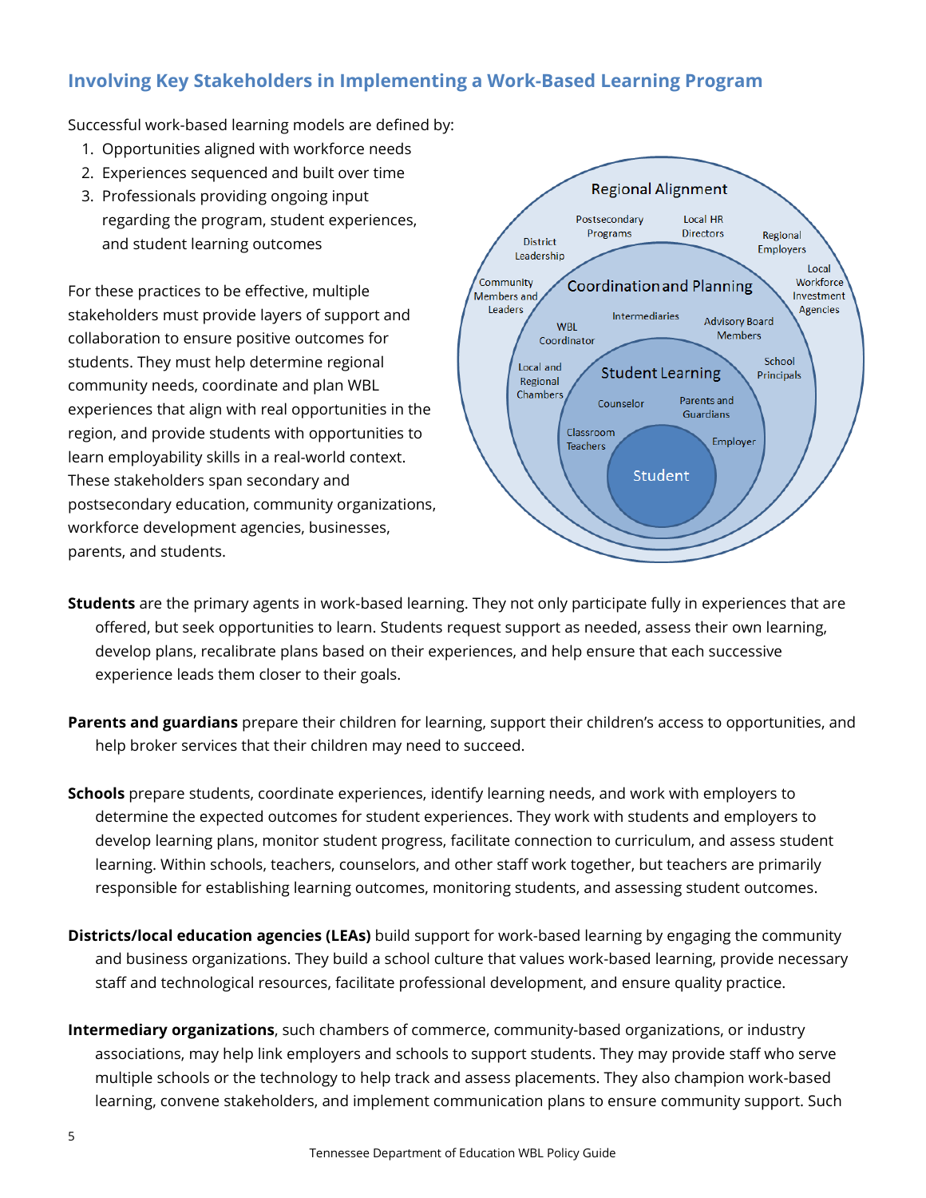## Involving Key Stakeholders in Implementing a Work-Based Learning Program

Successful work-based learning models are defined by:

1. Opportunities aligned with workforce needs
2. Experiences sequenced and built over time
3. Professionals providing ongoing input regarding the program, student experiences, and student learning outcomes

For these practices to be effective, multiple stakeholders must provide layers of support and collaboration to ensure positive outcomes for students. They must help determine regional community needs, coordinate and plan WBL experiences that align with real opportunities in the region, and provide students with opportunities to learn employability skills in a real-world context. These stakeholders span secondary and postsecondary education, community organizations, workforce development agencies, businesses, parents, and students.

Regional Alignment: Postsecondary Programs, Local HR Directors, District Leadership, Regional Employers, Community Members and Leaders, Local Workforce Investment Agencies

Coordination and Planning: Intermediaries, WBL Coordinator, Advisory Board Members, Local and Regional Chambers, School Principals

Student Learning: Counselor, Parents and Guardians, Classroom Teachers, Employer

Student

**Students** are the primary agents in work-based learning. They not only participate fully in experiences that are offered, but seek opportunities to learn. Students request support as needed, assess their own learning, develop plans, recalibrate plans based on their experiences, and help ensure that each successive experience leads them closer to their goals.

**Parents and guardians** prepare their children for learning, support their children's access to opportunities, and help broker services that their children may need to succeed.

**Schools** prepare students, coordinate experiences, identify learning needs, and work with employers to determine the expected outcomes for student experiences. They work with students and employers to develop learning plans, monitor student progress, facilitate connection to curriculum, and assess student learning. Within schools, teachers, counselors, and other staff work together, but teachers are primarily responsible for establishing learning outcomes, monitoring students, and assessing student outcomes.

**Districts/local education agencies (LEAs)** build support for work-based learning by engaging the community and business organizations. They build a school culture that values work-based learning, provide necessary staff and technological resources, facilitate professional development, and ensure quality practice.

**Intermediary organizations**, such chambers of commerce, community-based organizations, or industry associations, may help link employers and schools to support students. They may provide staff who serve multiple schools or the technology to help track and assess placements. They also champion work-based learning, convene stakeholders, and implement communication plans to ensure community support. Such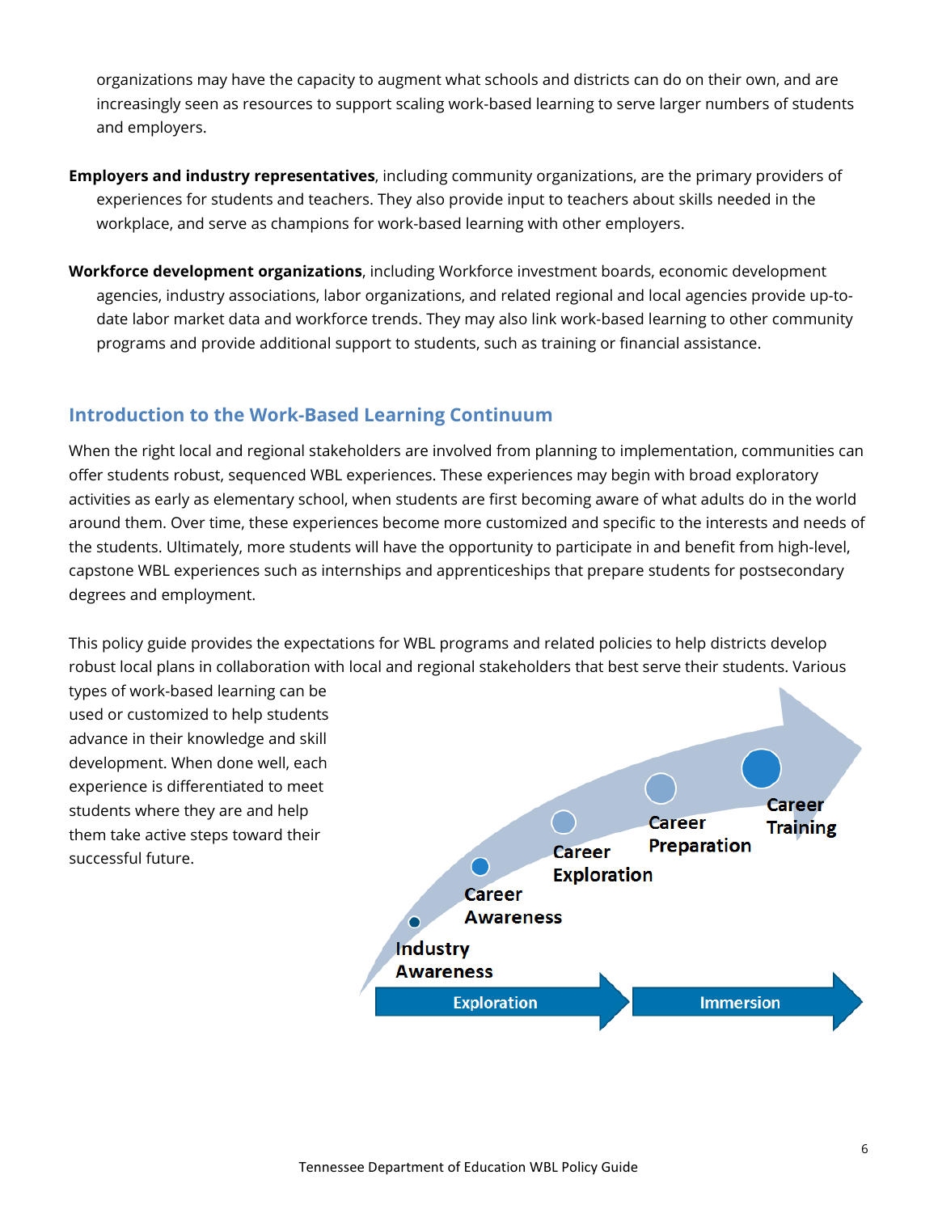organizations may have the capacity to augment what schools and districts can do on their own, and are increasingly seen as resources to support scaling work-based learning to serve larger numbers of students and employers.

**Employers and industry representatives**, including community organizations, are the primary providers of experiences for students and teachers. They also provide input to teachers about skills needed in the workplace, and serve as champions for work-based learning with other employers.

**Workforce development organizations**, including Workforce investment boards, economic development agencies, industry associations, labor organizations, and related regional and local agencies provide up-to-date labor market data and workforce trends. They may also link work-based learning to other community programs and provide additional support to students, such as training or financial assistance.

## Introduction to the Work-Based Learning Continuum

When the right local and regional stakeholders are involved from planning to implementation, communities can offer students robust, sequenced WBL experiences. These experiences may begin with broad exploratory activities as early as elementary school, when students are first becoming aware of what adults do in the world around them. Over time, these experiences become more customized and specific to the interests and needs of the students. Ultimately, more students will have the opportunity to participate in and benefit from high-level, capstone WBL experiences such as internships and apprenticeships that prepare students for postsecondary degrees and employment.

This policy guide provides the expectations for WBL programs and related policies to help districts develop robust local plans in collaboration with local and regional stakeholders that best serve their students. Various types of work-based learning can be used or customized to help students advance in their knowledge and skill development. When done well, each experience is differentiated to meet students where they are and help them take active steps toward their successful future.

Industry Awareness → Career Awareness → Career Exploration → Career Preparation → Career Training

Exploration → Immersion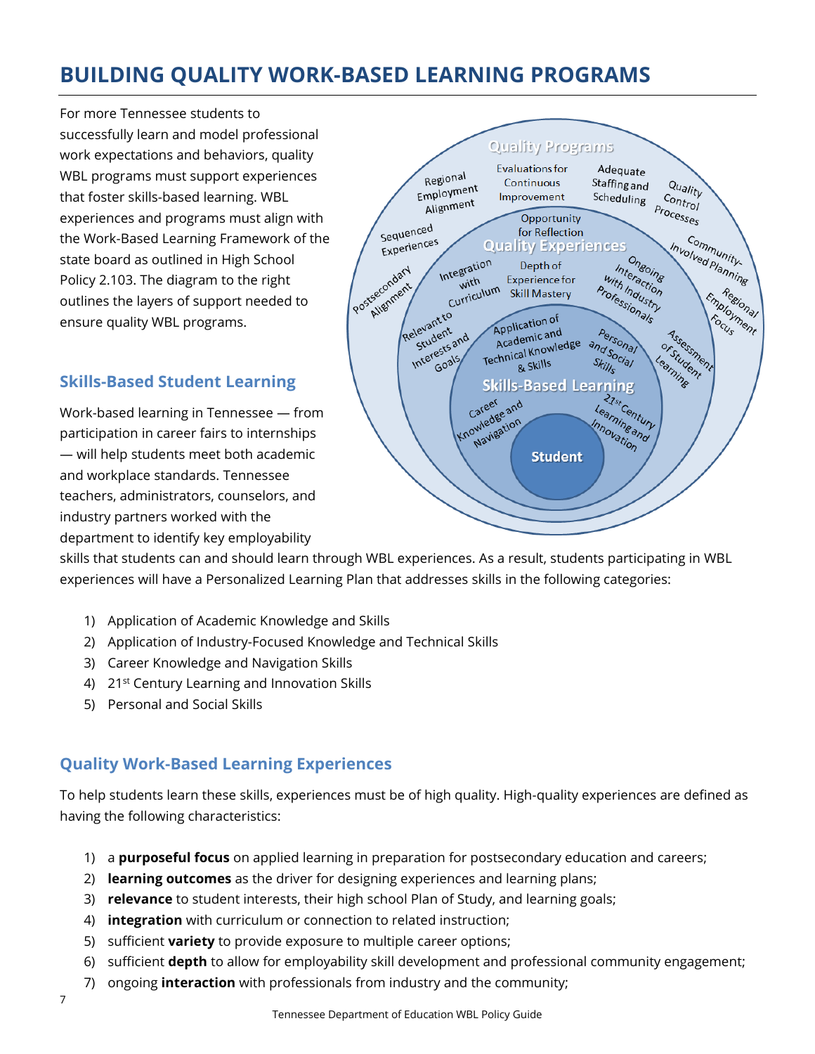# BUILDING QUALITY WORK-BASED LEARNING PROGRAMS

For more Tennessee students to successfully learn and model professional work expectations and behaviors, quality WBL programs must support experiences that foster skills-based learning. WBL experiences and programs must align with the Work-Based Learning Framework of the state board as outlined in High School Policy 2.103. The diagram to the right outlines the layers of support needed to ensure quality WBL programs.

## Skills-Based Student Learning

Work-based learning in Tennessee — from participation in career fairs to internships — will help students meet both academic and workplace standards. Tennessee teachers, administrators, counselors, and industry partners worked with the department to identify key employability skills that students can and should learn through WBL experiences. As a result, students participating in WBL experiences will have a Personalized Learning Plan that addresses skills in the following categories:

1) Application of Academic Knowledge and Skills
2) Application of Industry-Focused Knowledge and Technical Skills
3) Career Knowledge and Navigation Skills
4) 21st Century Learning and Innovation Skills
5) Personal and Social Skills

## Quality Work-Based Learning Experiences

To help students learn these skills, experiences must be of high quality. High-quality experiences are defined as having the following characteristics:

1) a **purposeful focus** on applied learning in preparation for postsecondary education and careers;
2) **learning outcomes** as the driver for designing experiences and learning plans;
3) **relevance** to student interests, their high school Plan of Study, and learning goals;
4) **integration** with curriculum or connection to related instruction;
5) sufficient **variety** to provide exposure to multiple career options;
6) sufficient **depth** to allow for employability skill development and professional community engagement;
7) ongoing **interaction** with professionals from industry and the community;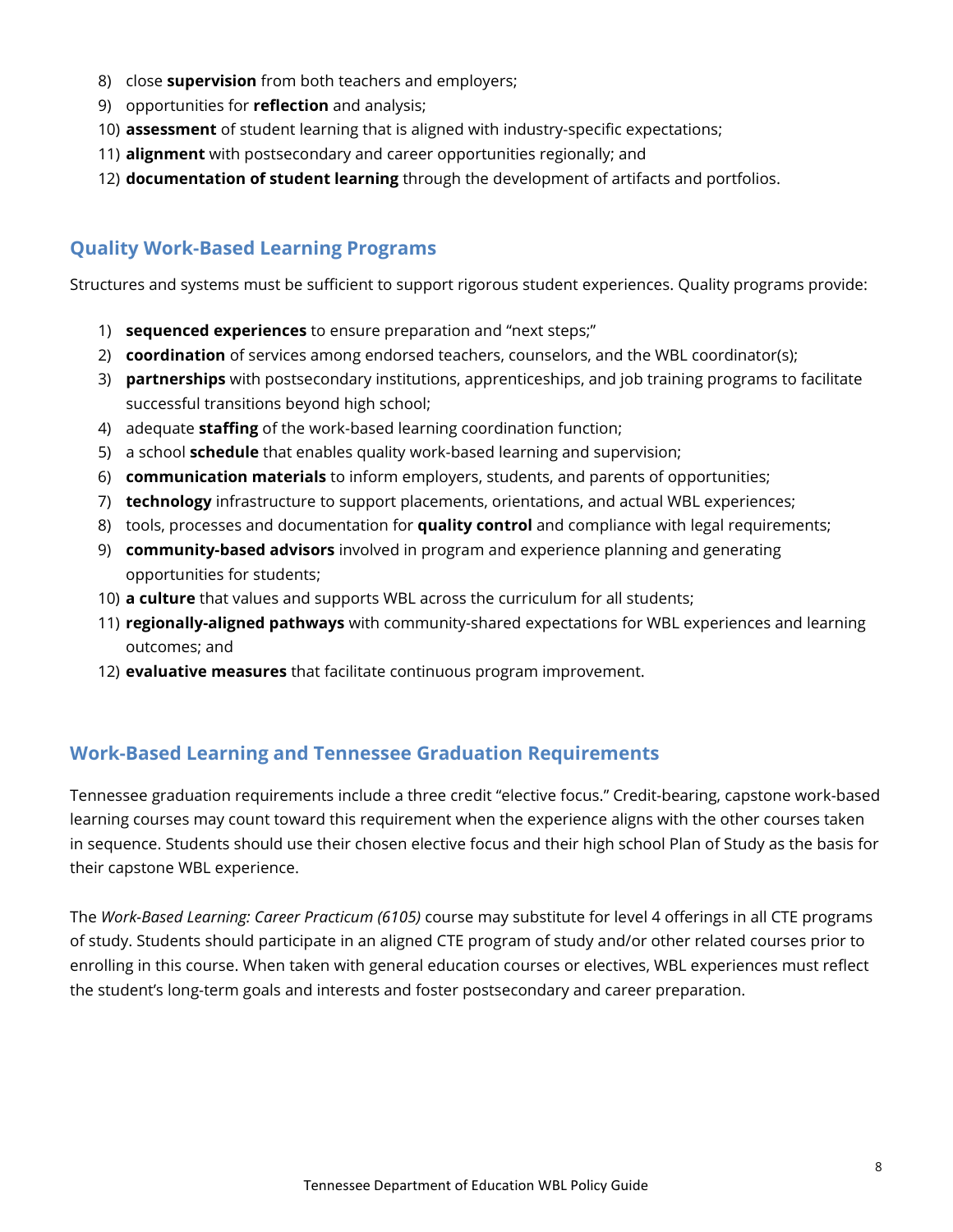8) close **supervision** from both teachers and employers;
9) opportunities for **reflection** and analysis;
10) **assessment** of student learning that is aligned with industry-specific expectations;
11) **alignment** with postsecondary and career opportunities regionally; and
12) **documentation of student learning** through the development of artifacts and portfolios.

## Quality Work-Based Learning Programs

Structures and systems must be sufficient to support rigorous student experiences. Quality programs provide:

1) **sequenced experiences** to ensure preparation and "next steps;"
2) **coordination** of services among endorsed teachers, counselors, and the WBL coordinator(s);
3) **partnerships** with postsecondary institutions, apprenticeships, and job training programs to facilitate successful transitions beyond high school;
4) adequate **staffing** of the work-based learning coordination function;
5) a school **schedule** that enables quality work-based learning and supervision;
6) **communication materials** to inform employers, students, and parents of opportunities;
7) **technology** infrastructure to support placements, orientations, and actual WBL experiences;
8) tools, processes and documentation for **quality control** and compliance with legal requirements;
9) **community-based advisors** involved in program and experience planning and generating opportunities for students;
10) **a culture** that values and supports WBL across the curriculum for all students;
11) **regionally-aligned pathways** with community-shared expectations for WBL experiences and learning outcomes; and
12) **evaluative measures** that facilitate continuous program improvement.

## Work-Based Learning and Tennessee Graduation Requirements

Tennessee graduation requirements include a three credit "elective focus." Credit-bearing, capstone work-based learning courses may count toward this requirement when the experience aligns with the other courses taken in sequence. Students should use their chosen elective focus and their high school Plan of Study as the basis for their capstone WBL experience.

The *Work-Based Learning: Career Practicum (6105)* course may substitute for level 4 offerings in all CTE programs of study. Students should participate in an aligned CTE program of study and/or other related courses prior to enrolling in this course. When taken with general education courses or electives, WBL experiences must reflect the student's long-term goals and interests and foster postsecondary and career preparation.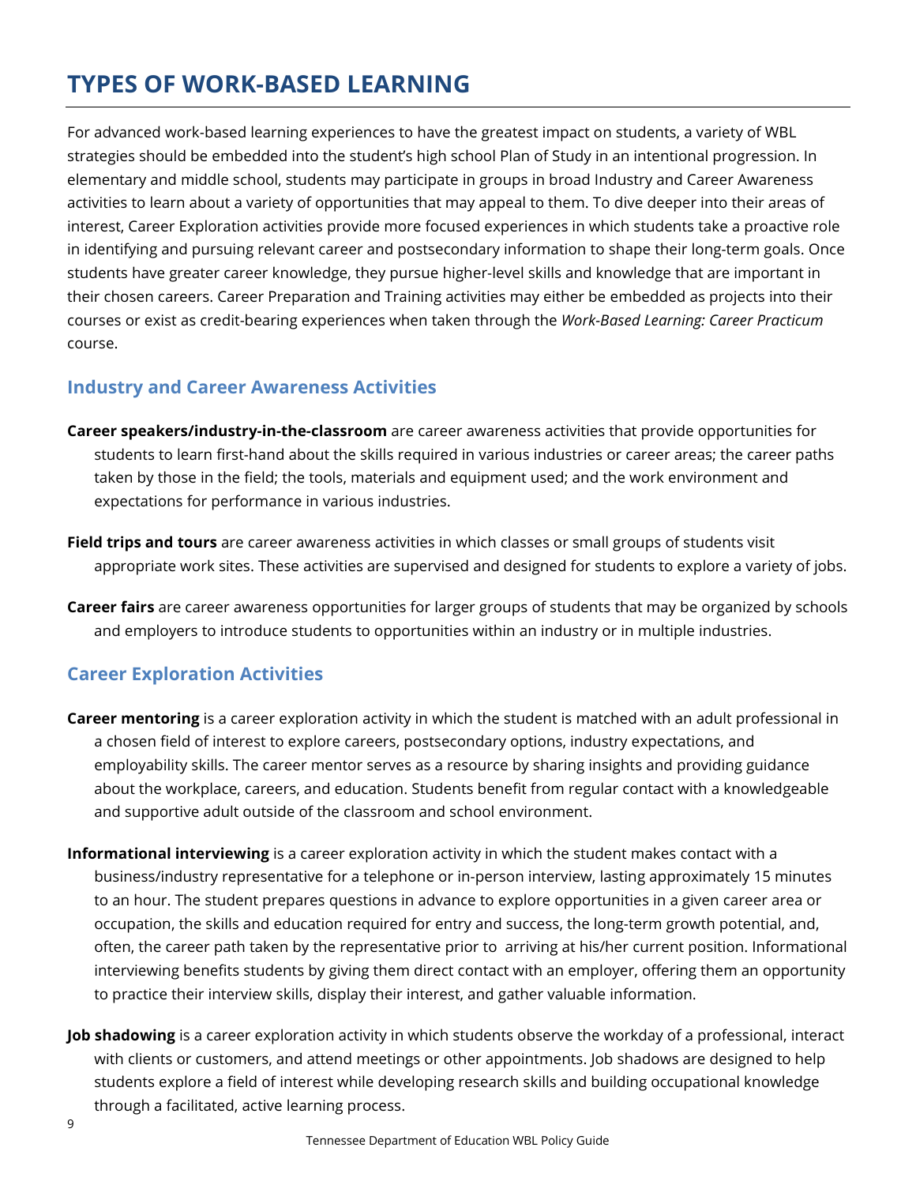# TYPES OF WORK-BASED LEARNING

For advanced work-based learning experiences to have the greatest impact on students, a variety of WBL strategies should be embedded into the student's high school Plan of Study in an intentional progression. In elementary and middle school, students may participate in groups in broad Industry and Career Awareness activities to learn about a variety of opportunities that may appeal to them. To dive deeper into their areas of interest, Career Exploration activities provide more focused experiences in which students take a proactive role in identifying and pursuing relevant career and postsecondary information to shape their long-term goals. Once students have greater career knowledge, they pursue higher-level skills and knowledge that are important in their chosen careers. Career Preparation and Training activities may either be embedded as projects into their courses or exist as credit-bearing experiences when taken through the *Work-Based Learning: Career Practicum* course.

## Industry and Career Awareness Activities

**Career speakers/industry-in-the-classroom** are career awareness activities that provide opportunities for students to learn first-hand about the skills required in various industries or career areas; the career paths taken by those in the field; the tools, materials and equipment used; and the work environment and expectations for performance in various industries.

**Field trips and tours** are career awareness activities in which classes or small groups of students visit appropriate work sites. These activities are supervised and designed for students to explore a variety of jobs.

**Career fairs** are career awareness opportunities for larger groups of students that may be organized by schools and employers to introduce students to opportunities within an industry or in multiple industries.

## Career Exploration Activities

**Career mentoring** is a career exploration activity in which the student is matched with an adult professional in a chosen field of interest to explore careers, postsecondary options, industry expectations, and employability skills. The career mentor serves as a resource by sharing insights and providing guidance about the workplace, careers, and education. Students benefit from regular contact with a knowledgeable and supportive adult outside of the classroom and school environment.

**Informational interviewing** is a career exploration activity in which the student makes contact with a business/industry representative for a telephone or in-person interview, lasting approximately 15 minutes to an hour. The student prepares questions in advance to explore opportunities in a given career area or occupation, the skills and education required for entry and success, the long-term growth potential, and, often, the career path taken by the representative prior to arriving at his/her current position. Informational interviewing benefits students by giving them direct contact with an employer, offering them an opportunity to practice their interview skills, display their interest, and gather valuable information.

**Job shadowing** is a career exploration activity in which students observe the workday of a professional, interact with clients or customers, and attend meetings or other appointments. Job shadows are designed to help students explore a field of interest while developing research skills and building occupational knowledge through a facilitated, active learning process.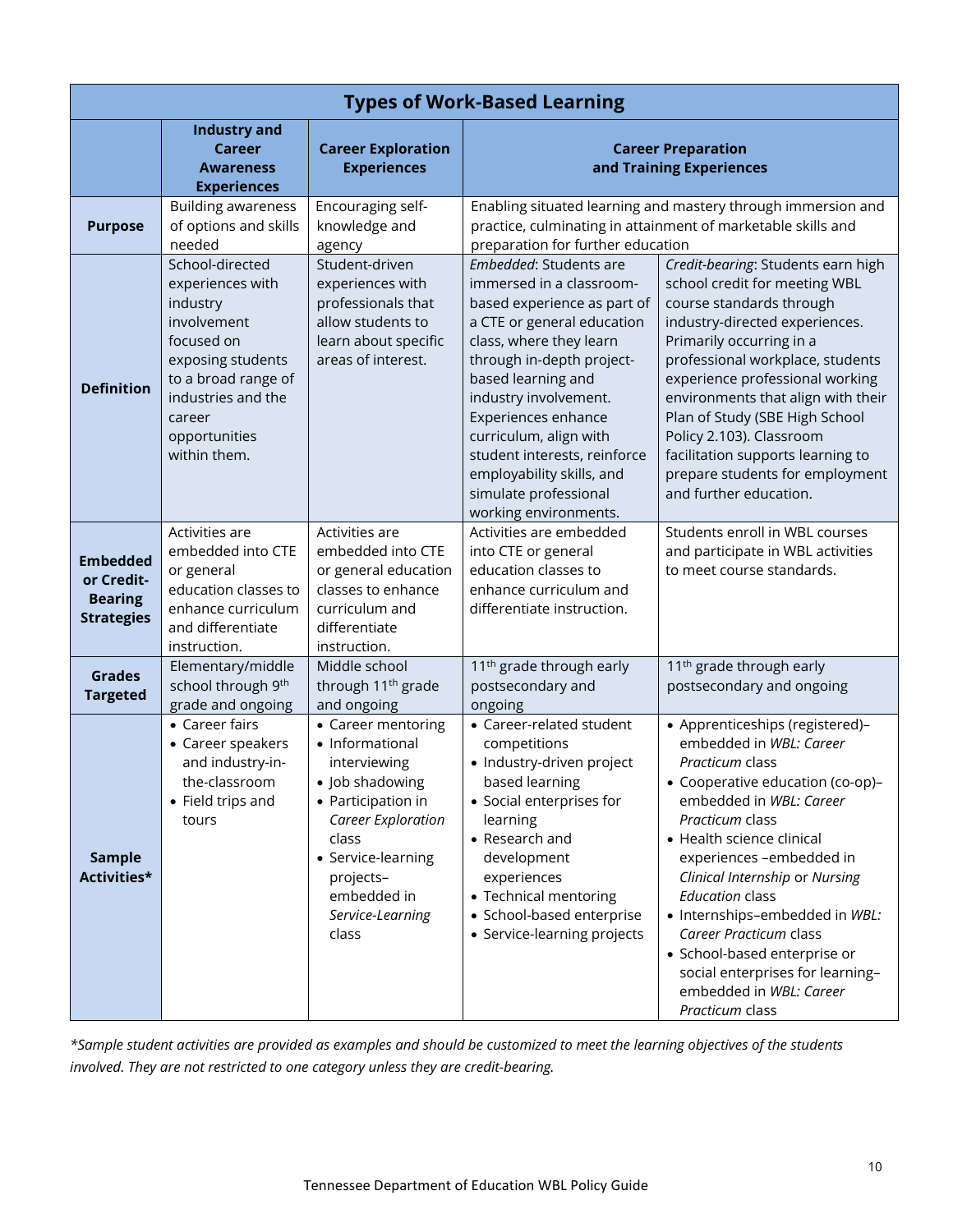| Types of Work-Based Learning | | | | |
|---|---|---|---|---|
| | **Industry and Career Awareness Experiences** | **Career Exploration Experiences** | **Career Preparation and Training Experiences** | |
| **Purpose** | Building awareness of options and skills needed | Encouraging self-knowledge and agency | Enabling situated learning and mastery through immersion and practice, culminating in attainment of marketable skills and preparation for further education | |
| **Definition** | School-directed experiences with industry involvement focused on exposing students to a broad range of industries and the career opportunities within them. | Student-driven experiences with professionals that allow students to learn about specific areas of interest. | *Embedded*: Students are immersed in a classroom-based experience as part of a CTE or general education class, where they learn through in-depth project-based learning and industry involvement. Experiences enhance curriculum, align with student interests, reinforce employability skills, and simulate professional working environments. | *Credit-bearing*: Students earn high school credit for meeting WBL course standards through industry-directed experiences. Primarily occurring in a professional workplace, students experience professional working environments that align with their Plan of Study (SBE High School Policy 2.103). Classroom facilitation supports learning to prepare students for employment and further education. |
| **Embedded or Credit-Bearing Strategies** | Activities are embedded into CTE or general education classes to enhance curriculum and differentiate instruction. | Activities are embedded into CTE or general education classes to enhance curriculum and differentiate instruction. | Activities are embedded into CTE or general education classes to enhance curriculum and differentiate instruction. | Students enroll in WBL courses and participate in WBL activities to meet course standards. |
| **Grades Targeted** | Elementary/middle school through 9th grade and ongoing | Middle school through 11th grade and ongoing | 11th grade through early postsecondary and ongoing | 11th grade through early postsecondary and ongoing |
| **Sample Activities*** | • Career fairs<br>• Career speakers and industry-in-the-classroom<br>• Field trips and tours | • Career mentoring<br>• Informational interviewing<br>• Job shadowing<br>• Participation in *Career Exploration* class<br>• Service-learning projects–embedded in *Service-Learning* class | • Career-related student competitions<br>• Industry-driven project based learning<br>• Social enterprises for learning<br>• Research and development experiences<br>• Technical mentoring<br>• School-based enterprise<br>• Service-learning projects | • Apprenticeships (registered)–embedded in *WBL: Career Practicum* class<br>• Cooperative education (co-op)–embedded in *WBL: Career Practicum* class<br>• Health science clinical experiences –embedded in *Clinical Internship* or *Nursing Education* class<br>• Internships–embedded in *WBL: Career Practicum* class<br>• School-based enterprise or social enterprises for learning–embedded in *WBL: Career Practicum* class |

*\*Sample student activities are provided as examples and should be customized to meet the learning objectives of the students involved. They are not restricted to one category unless they are credit-bearing.*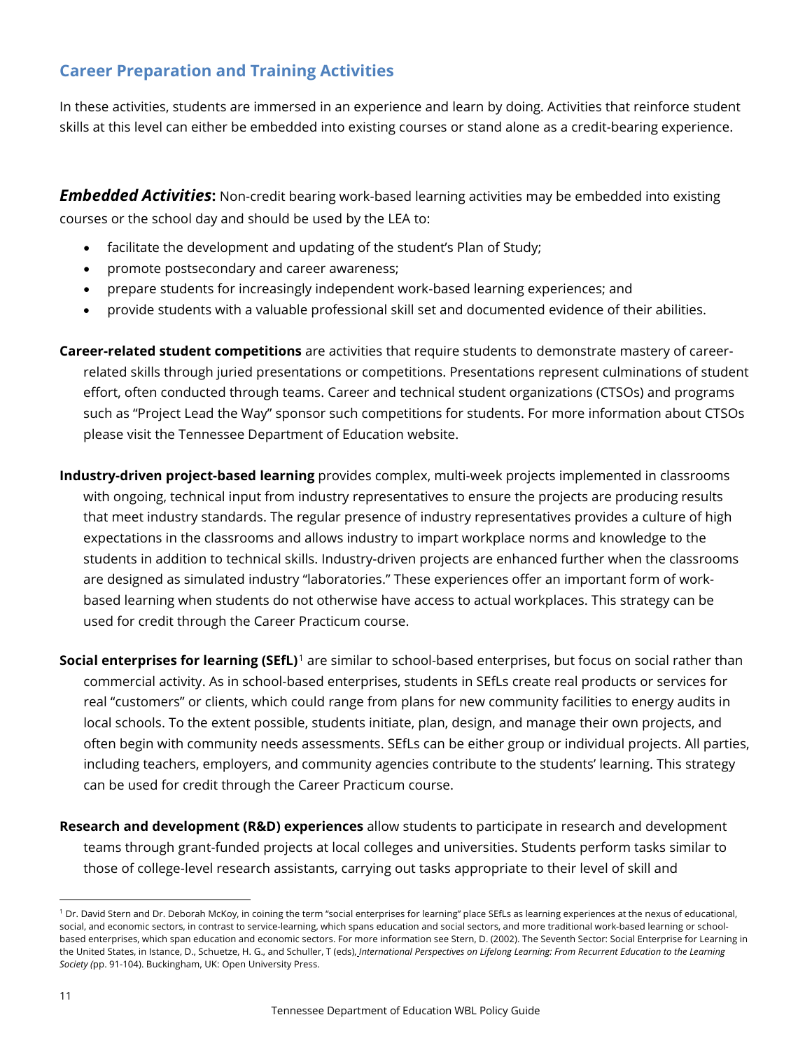## Career Preparation and Training Activities

In these activities, students are immersed in an experience and learn by doing. Activities that reinforce student skills at this level can either be embedded into existing courses or stand alone as a credit-bearing experience.

***Embedded Activities*:** Non-credit bearing work-based learning activities may be embedded into existing courses or the school day and should be used by the LEA to:

- facilitate the development and updating of the student's Plan of Study;
- promote postsecondary and career awareness;
- prepare students for increasingly independent work-based learning experiences; and
- provide students with a valuable professional skill set and documented evidence of their abilities.

**Career-related student competitions** are activities that require students to demonstrate mastery of career-related skills through juried presentations or competitions. Presentations represent culminations of student effort, often conducted through teams. Career and technical student organizations (CTSOs) and programs such as "Project Lead the Way" sponsor such competitions for students. For more information about CTSOs please visit the Tennessee Department of Education website.

**Industry-driven project-based learning** provides complex, multi-week projects implemented in classrooms with ongoing, technical input from industry representatives to ensure the projects are producing results that meet industry standards. The regular presence of industry representatives provides a culture of high expectations in the classrooms and allows industry to impart workplace norms and knowledge to the students in addition to technical skills. Industry-driven projects are enhanced further when the classrooms are designed as simulated industry "laboratories." These experiences offer an important form of work-based learning when students do not otherwise have access to actual workplaces. This strategy can be used for credit through the Career Practicum course.

**Social enterprises for learning (SEfL)**[1] are similar to school-based enterprises, but focus on social rather than commercial activity. As in school-based enterprises, students in SEfLs create real products or services for real "customers" or clients, which could range from plans for new community facilities to energy audits in local schools. To the extent possible, students initiate, plan, design, and manage their own projects, and often begin with community needs assessments. SEfLs can be either group or individual projects. All parties, including teachers, employers, and community agencies contribute to the students' learning. This strategy can be used for credit through the Career Practicum course.

**Research and development (R&D) experiences** allow students to participate in research and development teams through grant-funded projects at local colleges and universities. Students perform tasks similar to those of college-level research assistants, carrying out tasks appropriate to their level of skill and

---

[1] Dr. David Stern and Dr. Deborah McKoy, in coining the term "social enterprises for learning" place SEfLs as learning experiences at the nexus of educational, social, and economic sectors, in contrast to service-learning, which spans education and social sectors, and more traditional work-based learning or school-based enterprises, which span education and economic sectors. For more information see Stern, D. (2002). The Seventh Sector: Social Enterprise for Learning in the United States, in Istance, D., Schuetze, H. G., and Schuller, T (eds), *International Perspectives on Lifelong Learning: From Recurrent Education to the Learning Society (*pp. 91-104). Buckingham, UK: Open University Press.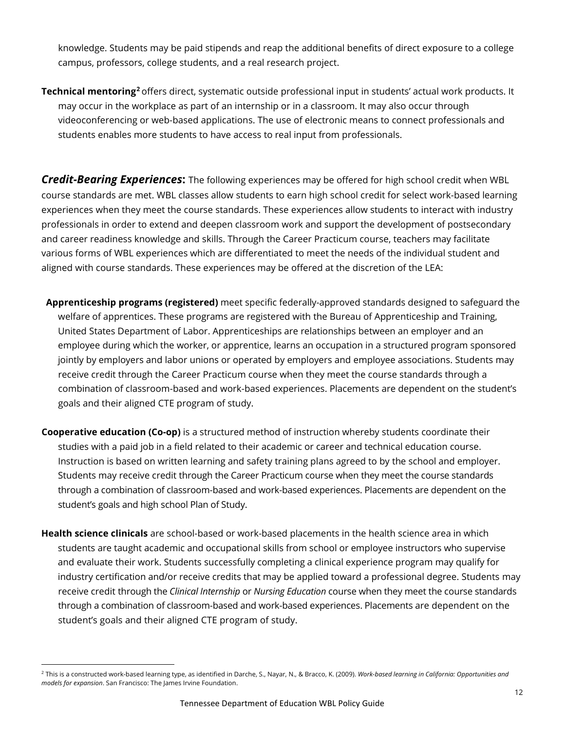knowledge. Students may be paid stipends and reap the additional benefits of direct exposure to a college campus, professors, college students, and a real research project.

**Technical mentoring**[2] offers direct, systematic outside professional input in students' actual work products. It may occur in the workplace as part of an internship or in a classroom. It may also occur through videoconferencing or web-based applications. The use of electronic means to connect professionals and students enables more students to have access to real input from professionals.

***Credit-Bearing Experiences*:** The following experiences may be offered for high school credit when WBL course standards are met. WBL classes allow students to earn high school credit for select work-based learning experiences when they meet the course standards. These experiences allow students to interact with industry professionals in order to extend and deepen classroom work and support the development of postsecondary and career readiness knowledge and skills. Through the Career Practicum course, teachers may facilitate various forms of WBL experiences which are differentiated to meet the needs of the individual student and aligned with course standards. These experiences may be offered at the discretion of the LEA:

**Apprenticeship programs (registered)** meet specific federally-approved standards designed to safeguard the welfare of apprentices. These programs are registered with the Bureau of Apprenticeship and Training, United States Department of Labor. Apprenticeships are relationships between an employer and an employee during which the worker, or apprentice, learns an occupation in a structured program sponsored jointly by employers and labor unions or operated by employers and employee associations. Students may receive credit through the Career Practicum course when they meet the course standards through a combination of classroom-based and work-based experiences. Placements are dependent on the student's goals and their aligned CTE program of study.

**Cooperative education (Co-op)** is a structured method of instruction whereby students coordinate their studies with a paid job in a field related to their academic or career and technical education course. Instruction is based on written learning and safety training plans agreed to by the school and employer. Students may receive credit through the Career Practicum course when they meet the course standards through a combination of classroom-based and work-based experiences. Placements are dependent on the student's goals and high school Plan of Study.

**Health science clinicals** are school-based or work-based placements in the health science area in which students are taught academic and occupational skills from school or employee instructors who supervise and evaluate their work. Students successfully completing a clinical experience program may qualify for industry certification and/or receive credits that may be applied toward a professional degree. Students may receive credit through the *Clinical Internship* or *Nursing Education* course when they meet the course standards through a combination of classroom-based and work-based experiences. Placements are dependent on the student's goals and their aligned CTE program of study.

---

[2] This is a constructed work-based learning type, as identified in Darche, S., Nayar, N., & Bracco, K. (2009). *Work-based learning in California: Opportunities and models for expansion*. San Francisco: The James Irvine Foundation.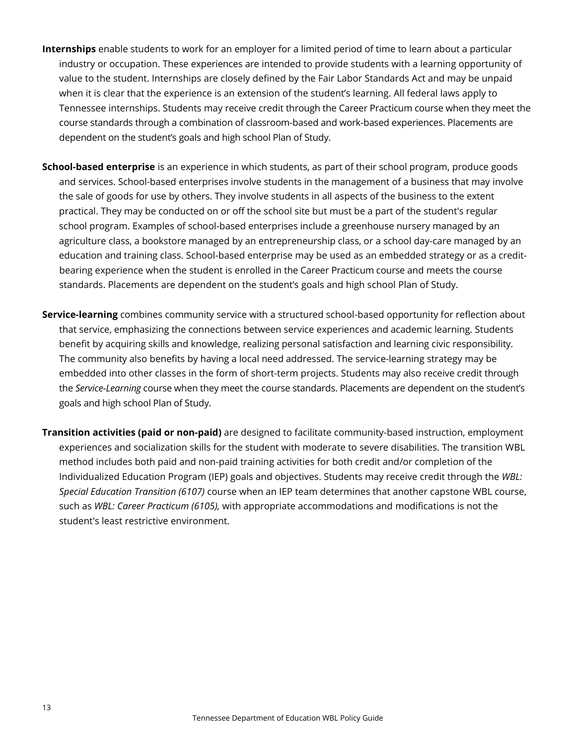**Internships** enable students to work for an employer for a limited period of time to learn about a particular industry or occupation. These experiences are intended to provide students with a learning opportunity of value to the student. Internships are closely defined by the Fair Labor Standards Act and may be unpaid when it is clear that the experience is an extension of the student's learning. All federal laws apply to Tennessee internships. Students may receive credit through the Career Practicum course when they meet the course standards through a combination of classroom-based and work-based experiences. Placements are dependent on the student's goals and high school Plan of Study.

**School-based enterprise** is an experience in which students, as part of their school program, produce goods and services. School-based enterprises involve students in the management of a business that may involve the sale of goods for use by others. They involve students in all aspects of the business to the extent practical. They may be conducted on or off the school site but must be a part of the student's regular school program. Examples of school-based enterprises include a greenhouse nursery managed by an agriculture class, a bookstore managed by an entrepreneurship class, or a school day-care managed by an education and training class. School-based enterprise may be used as an embedded strategy or as a credit-bearing experience when the student is enrolled in the Career Practicum course and meets the course standards. Placements are dependent on the student's goals and high school Plan of Study.

**Service-learning** combines community service with a structured school-based opportunity for reflection about that service, emphasizing the connections between service experiences and academic learning. Students benefit by acquiring skills and knowledge, realizing personal satisfaction and learning civic responsibility. The community also benefits by having a local need addressed. The service-learning strategy may be embedded into other classes in the form of short-term projects. Students may also receive credit through the *Service-Learning* course when they meet the course standards. Placements are dependent on the student's goals and high school Plan of Study.

**Transition activities (paid or non-paid)** are designed to facilitate community-based instruction, employment experiences and socialization skills for the student with moderate to severe disabilities. The transition WBL method includes both paid and non-paid training activities for both credit and/or completion of the Individualized Education Program (IEP) goals and objectives. Students may receive credit through the *WBL: Special Education Transition (6107)* course when an IEP team determines that another capstone WBL course, such as *WBL: Career Practicum (6105),* with appropriate accommodations and modifications is not the student's least restrictive environment.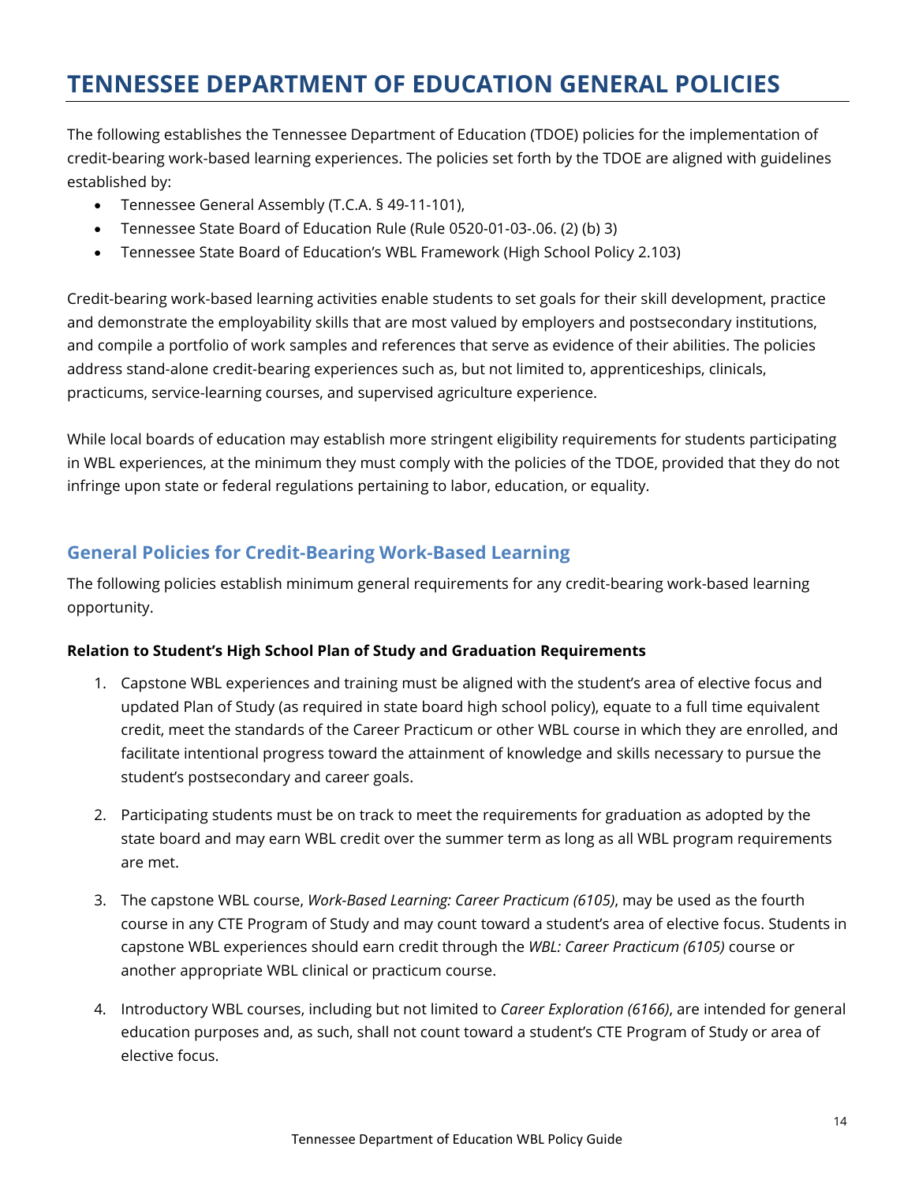# TENNESSEE DEPARTMENT OF EDUCATION GENERAL POLICIES

The following establishes the Tennessee Department of Education (TDOE) policies for the implementation of credit-bearing work-based learning experiences. The policies set forth by the TDOE are aligned with guidelines established by:

- Tennessee General Assembly (T.C.A. § 49-11-101),
- Tennessee State Board of Education Rule (Rule 0520-01-03-.06. (2) (b) 3)
- Tennessee State Board of Education's WBL Framework (High School Policy 2.103)

Credit-bearing work-based learning activities enable students to set goals for their skill development, practice and demonstrate the employability skills that are most valued by employers and postsecondary institutions, and compile a portfolio of work samples and references that serve as evidence of their abilities. The policies address stand-alone credit-bearing experiences such as, but not limited to, apprenticeships, clinicals, practicums, service-learning courses, and supervised agriculture experience.

While local boards of education may establish more stringent eligibility requirements for students participating in WBL experiences, at the minimum they must comply with the policies of the TDOE, provided that they do not infringe upon state or federal regulations pertaining to labor, education, or equality.

## General Policies for Credit-Bearing Work-Based Learning

The following policies establish minimum general requirements for any credit-bearing work-based learning opportunity.

**Relation to Student's High School Plan of Study and Graduation Requirements**

1. Capstone WBL experiences and training must be aligned with the student's area of elective focus and updated Plan of Study (as required in state board high school policy), equate to a full time equivalent credit, meet the standards of the Career Practicum or other WBL course in which they are enrolled, and facilitate intentional progress toward the attainment of knowledge and skills necessary to pursue the student's postsecondary and career goals.

2. Participating students must be on track to meet the requirements for graduation as adopted by the state board and may earn WBL credit over the summer term as long as all WBL program requirements are met.

3. The capstone WBL course, *Work-Based Learning: Career Practicum (6105)*, may be used as the fourth course in any CTE Program of Study and may count toward a student's area of elective focus. Students in capstone WBL experiences should earn credit through the *WBL: Career Practicum (6105)* course or another appropriate WBL clinical or practicum course.

4. Introductory WBL courses, including but not limited to *Career Exploration (6166)*, are intended for general education purposes and, as such, shall not count toward a student's CTE Program of Study or area of elective focus.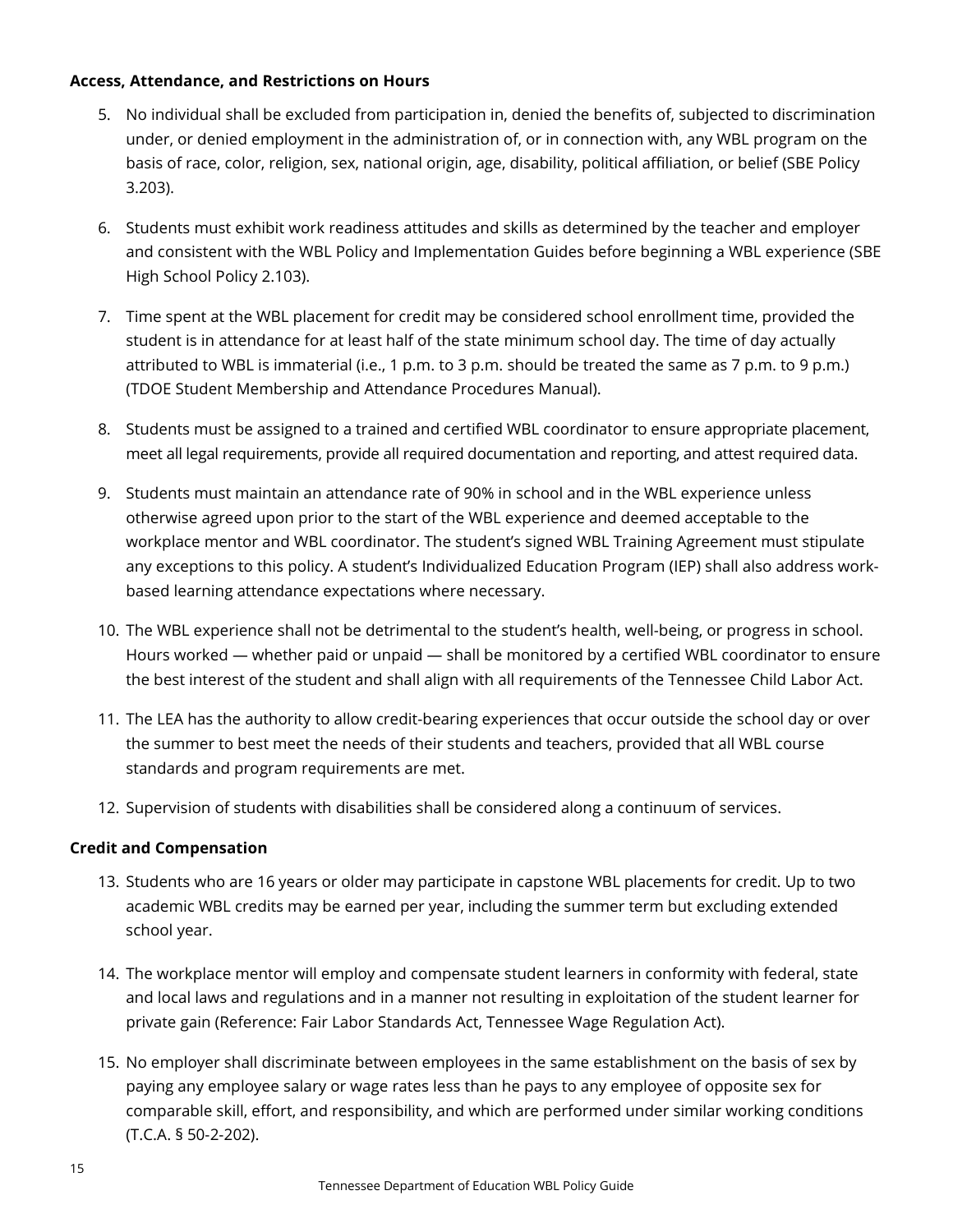**Access, Attendance, and Restrictions on Hours**

5. No individual shall be excluded from participation in, denied the benefits of, subjected to discrimination under, or denied employment in the administration of, or in connection with, any WBL program on the basis of race, color, religion, sex, national origin, age, disability, political affiliation, or belief (SBE Policy 3.203).

6. Students must exhibit work readiness attitudes and skills as determined by the teacher and employer and consistent with the WBL Policy and Implementation Guides before beginning a WBL experience (SBE High School Policy 2.103).

7. Time spent at the WBL placement for credit may be considered school enrollment time, provided the student is in attendance for at least half of the state minimum school day. The time of day actually attributed to WBL is immaterial (i.e., 1 p.m. to 3 p.m. should be treated the same as 7 p.m. to 9 p.m.) (TDOE Student Membership and Attendance Procedures Manual).

8. Students must be assigned to a trained and certified WBL coordinator to ensure appropriate placement, meet all legal requirements, provide all required documentation and reporting, and attest required data.

9. Students must maintain an attendance rate of 90% in school and in the WBL experience unless otherwise agreed upon prior to the start of the WBL experience and deemed acceptable to the workplace mentor and WBL coordinator. The student's signed WBL Training Agreement must stipulate any exceptions to this policy. A student's Individualized Education Program (IEP) shall also address work-based learning attendance expectations where necessary.

10. The WBL experience shall not be detrimental to the student's health, well-being, or progress in school. Hours worked — whether paid or unpaid — shall be monitored by a certified WBL coordinator to ensure the best interest of the student and shall align with all requirements of the Tennessee Child Labor Act.

11. The LEA has the authority to allow credit-bearing experiences that occur outside the school day or over the summer to best meet the needs of their students and teachers, provided that all WBL course standards and program requirements are met.

12. Supervision of students with disabilities shall be considered along a continuum of services.

**Credit and Compensation**

13. Students who are 16 years or older may participate in capstone WBL placements for credit. Up to two academic WBL credits may be earned per year, including the summer term but excluding extended school year.

14. The workplace mentor will employ and compensate student learners in conformity with federal, state and local laws and regulations and in a manner not resulting in exploitation of the student learner for private gain (Reference: Fair Labor Standards Act, Tennessee Wage Regulation Act).

15. No employer shall discriminate between employees in the same establishment on the basis of sex by paying any employee salary or wage rates less than he pays to any employee of opposite sex for comparable skill, effort, and responsibility, and which are performed under similar working conditions (T.C.A. § 50-2-202).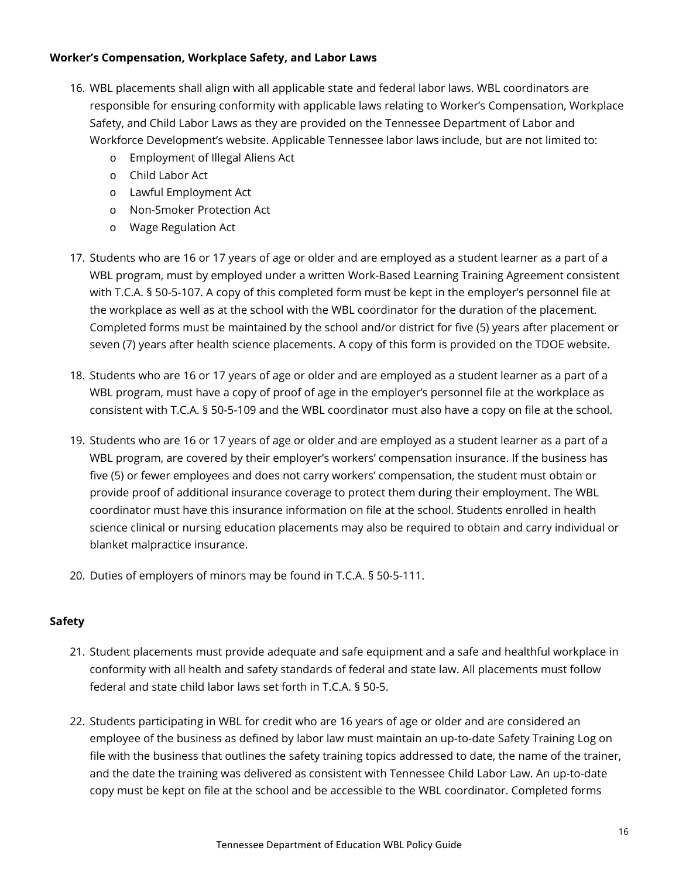**Worker's Compensation, Workplace Safety, and Labor Laws**

16. WBL placements shall align with all applicable state and federal labor laws. WBL coordinators are responsible for ensuring conformity with applicable laws relating to Worker's Compensation, Workplace Safety, and Child Labor Laws as they are provided on the Tennessee Department of Labor and Workforce Development's website. Applicable Tennessee labor laws include, but are not limited to:
    - Employment of Illegal Aliens Act
    - Child Labor Act
    - Lawful Employment Act
    - Non-Smoker Protection Act
    - Wage Regulation Act

17. Students who are 16 or 17 years of age or older and are employed as a student learner as a part of a WBL program, must by employed under a written Work-Based Learning Training Agreement consistent with T.C.A. § 50-5-107. A copy of this completed form must be kept in the employer's personnel file at the workplace as well as at the school with the WBL coordinator for the duration of the placement. Completed forms must be maintained by the school and/or district for five (5) years after placement or seven (7) years after health science placements. A copy of this form is provided on the TDOE website.

18. Students who are 16 or 17 years of age or older and are employed as a student learner as a part of a WBL program, must have a copy of proof of age in the employer's personnel file at the workplace as consistent with T.C.A. § 50-5-109 and the WBL coordinator must also have a copy on file at the school.

19. Students who are 16 or 17 years of age or older and are employed as a student learner as a part of a WBL program, are covered by their employer's workers' compensation insurance. If the business has five (5) or fewer employees and does not carry workers' compensation, the student must obtain or provide proof of additional insurance coverage to protect them during their employment. The WBL coordinator must have this insurance information on file at the school. Students enrolled in health science clinical or nursing education placements may also be required to obtain and carry individual or blanket malpractice insurance.

20. Duties of employers of minors may be found in T.C.A. § 50-5-111.

**Safety**

21. Student placements must provide adequate and safe equipment and a safe and healthful workplace in conformity with all health and safety standards of federal and state law. All placements must follow federal and state child labor laws set forth in T.C.A. § 50-5.

22. Students participating in WBL for credit who are 16 years of age or older and are considered an employee of the business as defined by labor law must maintain an up-to-date Safety Training Log on file with the business that outlines the safety training topics addressed to date, the name of the trainer, and the date the training was delivered as consistent with Tennessee Child Labor Law. An up-to-date copy must be kept on file at the school and be accessible to the WBL coordinator. Completed forms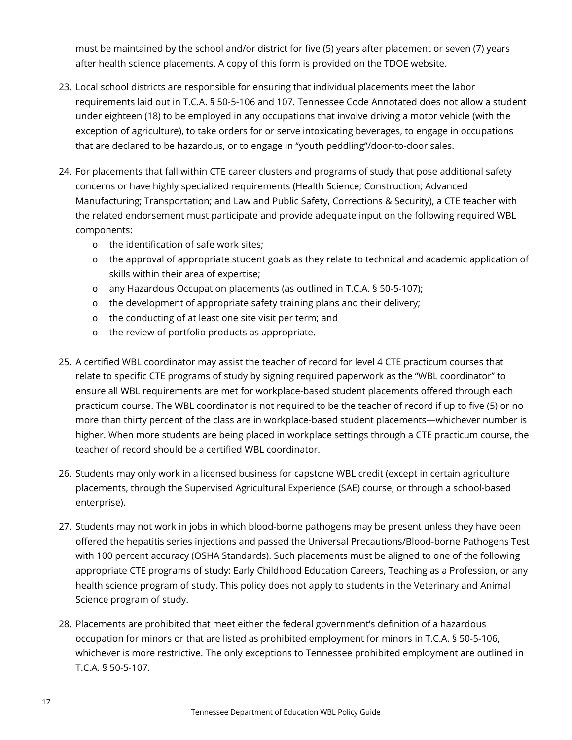must be maintained by the school and/or district for five (5) years after placement or seven (7) years after health science placements. A copy of this form is provided on the TDOE website.

23. Local school districts are responsible for ensuring that individual placements meet the labor requirements laid out in T.C.A. § 50-5-106 and 107. Tennessee Code Annotated does not allow a student under eighteen (18) to be employed in any occupations that involve driving a motor vehicle (with the exception of agriculture), to take orders for or serve intoxicating beverages, to engage in occupations that are declared to be hazardous, or to engage in "youth peddling"/door-to-door sales.

24. For placements that fall within CTE career clusters and programs of study that pose additional safety concerns or have highly specialized requirements (Health Science; Construction; Advanced Manufacturing; Transportation; and Law and Public Safety, Corrections & Security), a CTE teacher with the related endorsement must participate and provide adequate input on the following required WBL components:
    - the identification of safe work sites;
    - the approval of appropriate student goals as they relate to technical and academic application of skills within their area of expertise;
    - any Hazardous Occupation placements (as outlined in T.C.A. § 50-5-107);
    - the development of appropriate safety training plans and their delivery;
    - the conducting of at least one site visit per term; and
    - the review of portfolio products as appropriate.

25. A certified WBL coordinator may assist the teacher of record for level 4 CTE practicum courses that relate to specific CTE programs of study by signing required paperwork as the "WBL coordinator" to ensure all WBL requirements are met for workplace-based student placements offered through each practicum course. The WBL coordinator is not required to be the teacher of record if up to five (5) or no more than thirty percent of the class are in workplace-based student placements—whichever number is higher. When more students are being placed in workplace settings through a CTE practicum course, the teacher of record should be a certified WBL coordinator.

26. Students may only work in a licensed business for capstone WBL credit (except in certain agriculture placements, through the Supervised Agricultural Experience (SAE) course, or through a school-based enterprise).

27. Students may not work in jobs in which blood-borne pathogens may be present unless they have been offered the hepatitis series injections and passed the Universal Precautions/Blood-borne Pathogens Test with 100 percent accuracy (OSHA Standards). Such placements must be aligned to one of the following appropriate CTE programs of study: Early Childhood Education Careers, Teaching as a Profession, or any health science program of study. This policy does not apply to students in the Veterinary and Animal Science program of study.

28. Placements are prohibited that meet either the federal government's definition of a hazardous occupation for minors or that are listed as prohibited employment for minors in T.C.A. § 50-5-106, whichever is more restrictive. The only exceptions to Tennessee prohibited employment are outlined in T.C.A. § 50-5-107.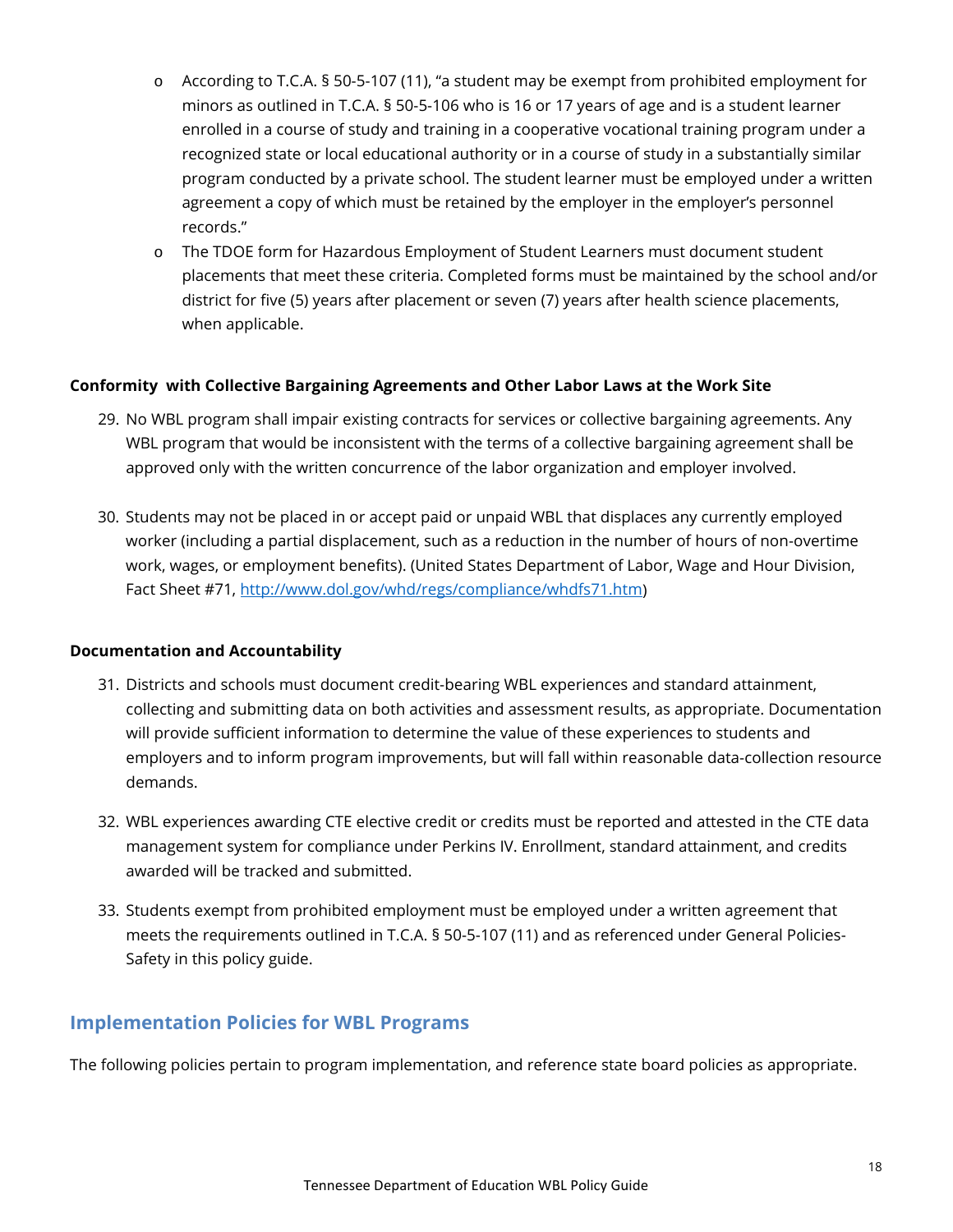- According to T.C.A. § 50-5-107 (11), "a student may be exempt from prohibited employment for minors as outlined in T.C.A. § 50-5-106 who is 16 or 17 years of age and is a student learner enrolled in a course of study and training in a cooperative vocational training program under a recognized state or local educational authority or in a course of study in a substantially similar program conducted by a private school. The student learner must be employed under a written agreement a copy of which must be retained by the employer in the employer's personnel records."
- The TDOE form for Hazardous Employment of Student Learners must document student placements that meet these criteria. Completed forms must be maintained by the school and/or district for five (5) years after placement or seven (7) years after health science placements, when applicable.

**Conformity with Collective Bargaining Agreements and Other Labor Laws at the Work Site**

29. No WBL program shall impair existing contracts for services or collective bargaining agreements. Any WBL program that would be inconsistent with the terms of a collective bargaining agreement shall be approved only with the written concurrence of the labor organization and employer involved.

30. Students may not be placed in or accept paid or unpaid WBL that displaces any currently employed worker (including a partial displacement, such as a reduction in the number of hours of non-overtime work, wages, or employment benefits). (United States Department of Labor, Wage and Hour Division, Fact Sheet #71, [http://www.dol.gov/whd/regs/compliance/whdfs71.htm](http://www.dol.gov/whd/regs/compliance/whdfs71.htm))

**Documentation and Accountability**

31. Districts and schools must document credit-bearing WBL experiences and standard attainment, collecting and submitting data on both activities and assessment results, as appropriate. Documentation will provide sufficient information to determine the value of these experiences to students and employers and to inform program improvements, but will fall within reasonable data-collection resource demands.

32. WBL experiences awarding CTE elective credit or credits must be reported and attested in the CTE data management system for compliance under Perkins IV. Enrollment, standard attainment, and credits awarded will be tracked and submitted.

33. Students exempt from prohibited employment must be employed under a written agreement that meets the requirements outlined in T.C.A. § 50-5-107 (11) and as referenced under General Policies-Safety in this policy guide.

## Implementation Policies for WBL Programs

The following policies pertain to program implementation, and reference state board policies as appropriate.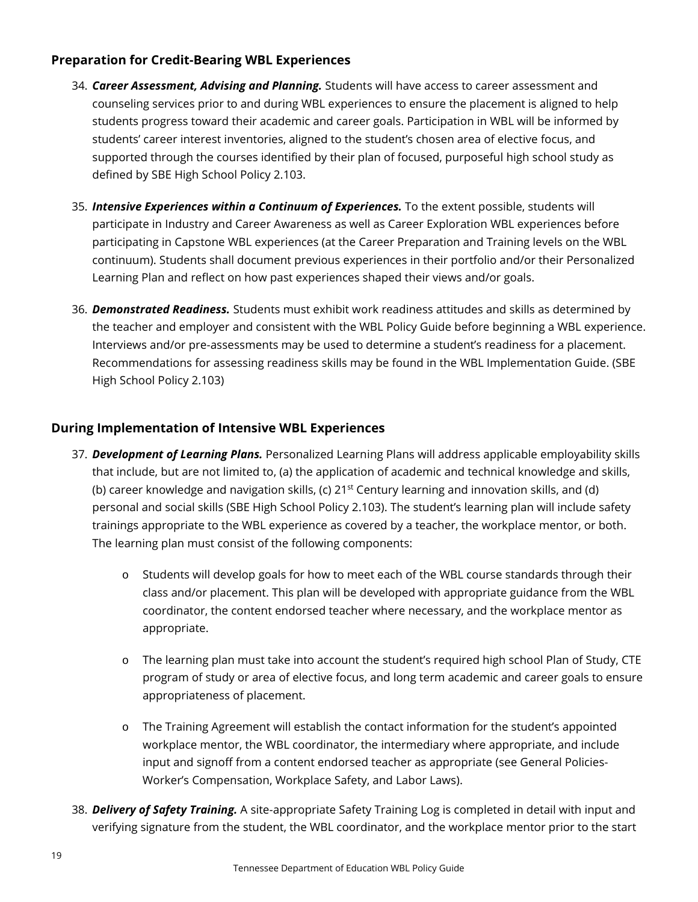## Preparation for Credit-Bearing WBL Experiences

34. ***Career Assessment, Advising and Planning.*** Students will have access to career assessment and counseling services prior to and during WBL experiences to ensure the placement is aligned to help students progress toward their academic and career goals. Participation in WBL will be informed by students' career interest inventories, aligned to the student's chosen area of elective focus, and supported through the courses identified by their plan of focused, purposeful high school study as defined by SBE High School Policy 2.103.

35. ***Intensive Experiences within a Continuum of Experiences.*** To the extent possible, students will participate in Industry and Career Awareness as well as Career Exploration WBL experiences before participating in Capstone WBL experiences (at the Career Preparation and Training levels on the WBL continuum). Students shall document previous experiences in their portfolio and/or their Personalized Learning Plan and reflect on how past experiences shaped their views and/or goals.

36. ***Demonstrated Readiness.*** Students must exhibit work readiness attitudes and skills as determined by the teacher and employer and consistent with the WBL Policy Guide before beginning a WBL experience. Interviews and/or pre-assessments may be used to determine a student's readiness for a placement. Recommendations for assessing readiness skills may be found in the WBL Implementation Guide. (SBE High School Policy 2.103)

## During Implementation of Intensive WBL Experiences

37. ***Development of Learning Plans.*** Personalized Learning Plans will address applicable employability skills that include, but are not limited to, (a) the application of academic and technical knowledge and skills, (b) career knowledge and navigation skills, (c) 21st Century learning and innovation skills, and (d) personal and social skills (SBE High School Policy 2.103). The student's learning plan will include safety trainings appropriate to the WBL experience as covered by a teacher, the workplace mentor, or both. The learning plan must consist of the following components:

    - Students will develop goals for how to meet each of the WBL course standards through their class and/or placement. This plan will be developed with appropriate guidance from the WBL coordinator, the content endorsed teacher where necessary, and the workplace mentor as appropriate.

    - The learning plan must take into account the student's required high school Plan of Study, CTE program of study or area of elective focus, and long term academic and career goals to ensure appropriateness of placement.

    - The Training Agreement will establish the contact information for the student's appointed workplace mentor, the WBL coordinator, the intermediary where appropriate, and include input and signoff from a content endorsed teacher as appropriate (see General Policies-Worker's Compensation, Workplace Safety, and Labor Laws).

38. ***Delivery of Safety Training.*** A site-appropriate Safety Training Log is completed in detail with input and verifying signature from the student, the WBL coordinator, and the workplace mentor prior to the start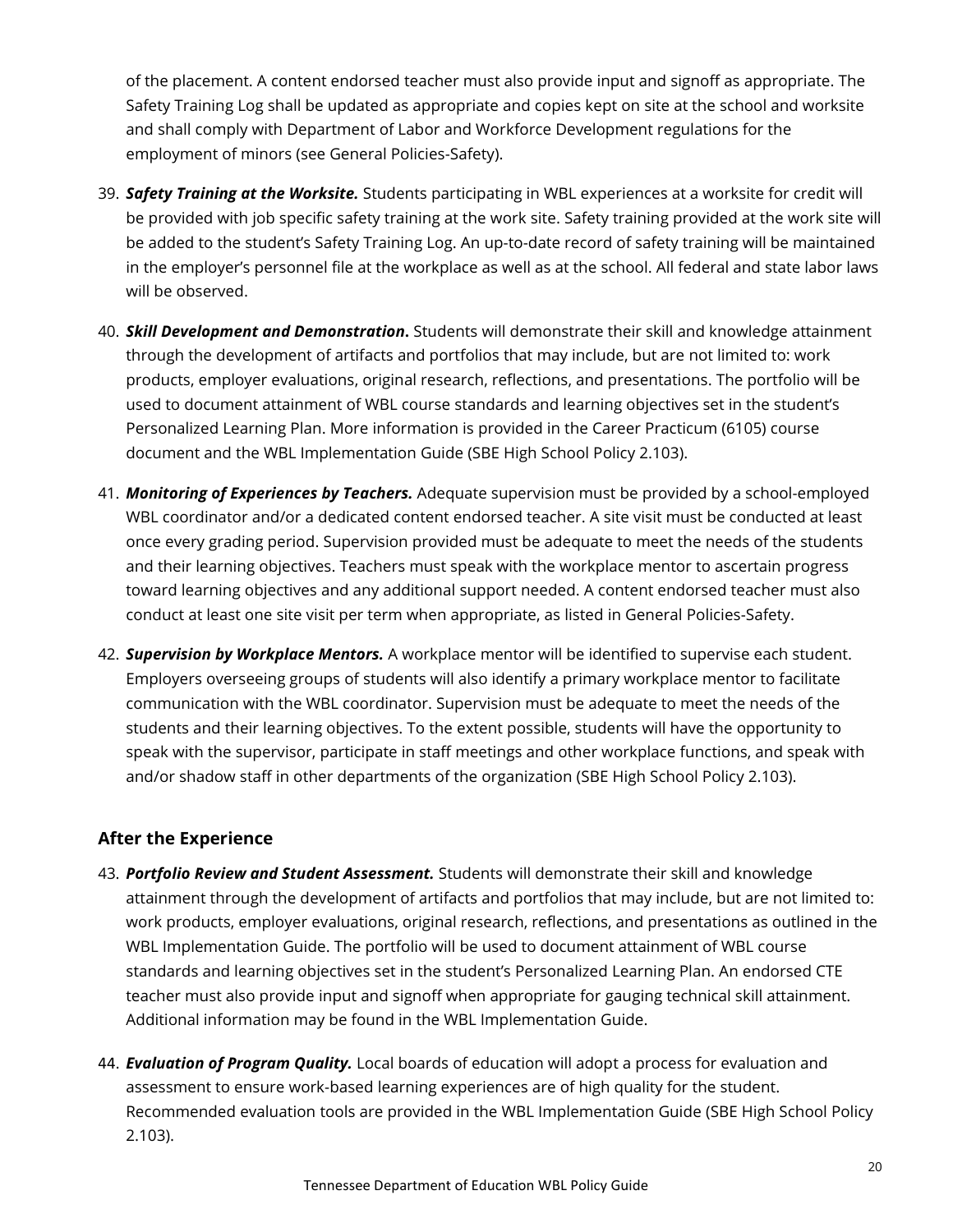of the placement. A content endorsed teacher must also provide input and signoff as appropriate. The Safety Training Log shall be updated as appropriate and copies kept on site at the school and worksite and shall comply with Department of Labor and Workforce Development regulations for the employment of minors (see General Policies-Safety).

39. ***Safety Training at the Worksite.*** Students participating in WBL experiences at a worksite for credit will be provided with job specific safety training at the work site. Safety training provided at the work site will be added to the student's Safety Training Log. An up-to-date record of safety training will be maintained in the employer's personnel file at the workplace as well as at the school. All federal and state labor laws will be observed.

40. ***Skill Development and Demonstration.*** Students will demonstrate their skill and knowledge attainment through the development of artifacts and portfolios that may include, but are not limited to: work products, employer evaluations, original research, reflections, and presentations. The portfolio will be used to document attainment of WBL course standards and learning objectives set in the student's Personalized Learning Plan. More information is provided in the Career Practicum (6105) course document and the WBL Implementation Guide (SBE High School Policy 2.103).

41. ***Monitoring of Experiences by Teachers.*** Adequate supervision must be provided by a school-employed WBL coordinator and/or a dedicated content endorsed teacher. A site visit must be conducted at least once every grading period. Supervision provided must be adequate to meet the needs of the students and their learning objectives. Teachers must speak with the workplace mentor to ascertain progress toward learning objectives and any additional support needed. A content endorsed teacher must also conduct at least one site visit per term when appropriate, as listed in General Policies-Safety.

42. ***Supervision by Workplace Mentors.*** A workplace mentor will be identified to supervise each student. Employers overseeing groups of students will also identify a primary workplace mentor to facilitate communication with the WBL coordinator. Supervision must be adequate to meet the needs of the students and their learning objectives. To the extent possible, students will have the opportunity to speak with the supervisor, participate in staff meetings and other workplace functions, and speak with and/or shadow staff in other departments of the organization (SBE High School Policy 2.103).

## After the Experience

43. ***Portfolio Review and Student Assessment.*** Students will demonstrate their skill and knowledge attainment through the development of artifacts and portfolios that may include, but are not limited to: work products, employer evaluations, original research, reflections, and presentations as outlined in the WBL Implementation Guide. The portfolio will be used to document attainment of WBL course standards and learning objectives set in the student's Personalized Learning Plan. An endorsed CTE teacher must also provide input and signoff when appropriate for gauging technical skill attainment. Additional information may be found in the WBL Implementation Guide.

44. ***Evaluation of Program Quality.*** Local boards of education will adopt a process for evaluation and assessment to ensure work-based learning experiences are of high quality for the student. Recommended evaluation tools are provided in the WBL Implementation Guide (SBE High School Policy 2.103).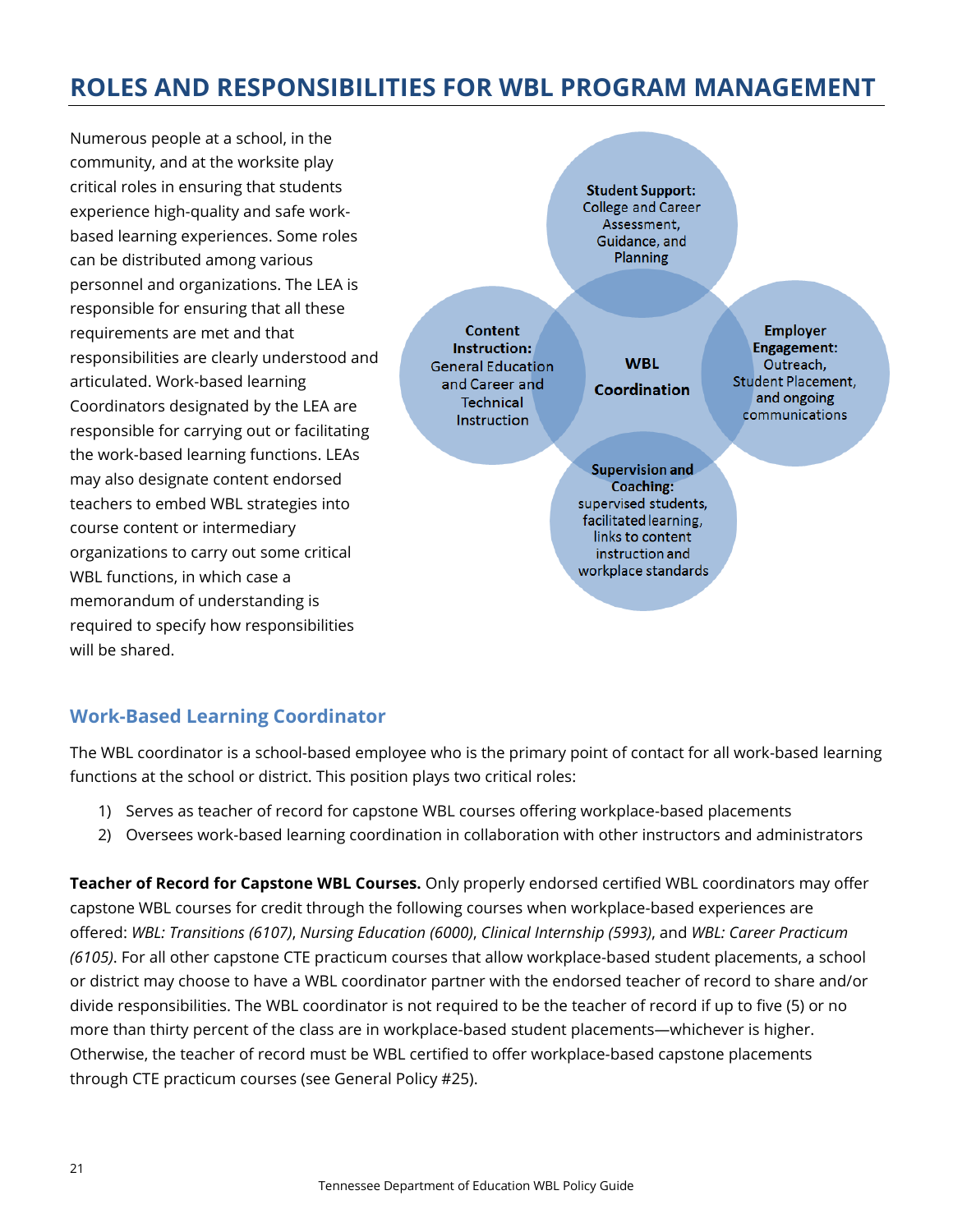# ROLES AND RESPONSIBILITIES FOR WBL PROGRAM MANAGEMENT

Numerous people at a school, in the community, and at the worksite play critical roles in ensuring that students experience high-quality and safe work-based learning experiences. Some roles can be distributed among various personnel and organizations. The LEA is responsible for ensuring that all these requirements are met and that responsibilities are clearly understood and articulated. Work-based learning Coordinators designated by the LEA are responsible for carrying out or facilitating the work-based learning functions. LEAs may also designate content endorsed teachers to embed WBL strategies into course content or intermediary organizations to carry out some critical WBL functions, in which case a memorandum of understanding is required to specify how responsibilities will be shared.

**WBL Coordination**

- **Student Support:** College and Career Assessment, Guidance, and Planning
- **Content Instruction:** General Education and Career and Technical Instruction
- **Employer Engagement:** Outreach, Student Placement, and ongoing communications
- **Supervision and Coaching:** supervised students, facilitated learning, links to content instruction and workplace standards

## Work-Based Learning Coordinator

The WBL coordinator is a school-based employee who is the primary point of contact for all work-based learning functions at the school or district. This position plays two critical roles:

1) Serves as teacher of record for capstone WBL courses offering workplace-based placements
2) Oversees work-based learning coordination in collaboration with other instructors and administrators

**Teacher of Record for Capstone WBL Courses.** Only properly endorsed certified WBL coordinators may offer capstone WBL courses for credit through the following courses when workplace-based experiences are offered: *WBL: Transitions (6107)*, *Nursing Education (6000)*, *Clinical Internship (5993)*, and *WBL: Career Practicum (6105)*. For all other capstone CTE practicum courses that allow workplace-based student placements, a school or district may choose to have a WBL coordinator partner with the endorsed teacher of record to share and/or divide responsibilities. The WBL coordinator is not required to be the teacher of record if up to five (5) or no more than thirty percent of the class are in workplace-based student placements—whichever is higher. Otherwise, the teacher of record must be WBL certified to offer workplace-based capstone placements through CTE practicum courses (see General Policy #25).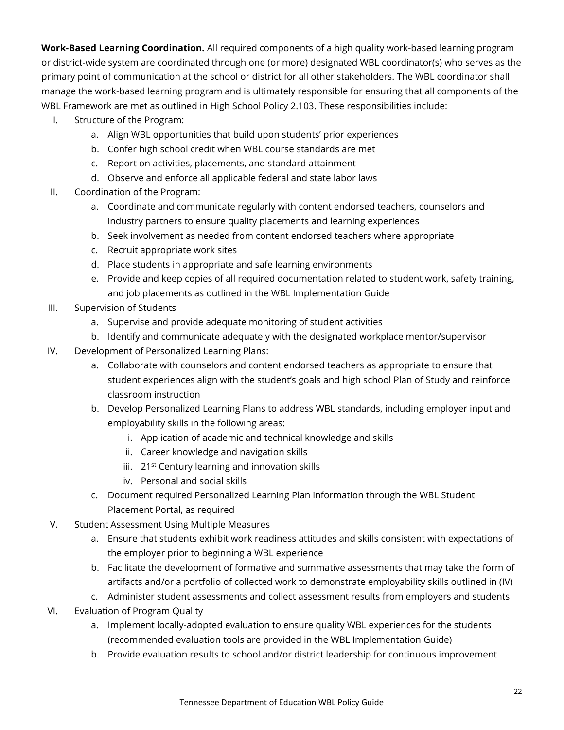**Work-Based Learning Coordination.** All required components of a high quality work-based learning program or district-wide system are coordinated through one (or more) designated WBL coordinator(s) who serves as the primary point of communication at the school or district for all other stakeholders. The WBL coordinator shall manage the work-based learning program and is ultimately responsible for ensuring that all components of the WBL Framework are met as outlined in High School Policy 2.103. These responsibilities include:

I. Structure of the Program:
   a. Align WBL opportunities that build upon students' prior experiences
   b. Confer high school credit when WBL course standards are met
   c. Report on activities, placements, and standard attainment
   d. Observe and enforce all applicable federal and state labor laws

II. Coordination of the Program:
   a. Coordinate and communicate regularly with content endorsed teachers, counselors and industry partners to ensure quality placements and learning experiences
   b. Seek involvement as needed from content endorsed teachers where appropriate
   c. Recruit appropriate work sites
   d. Place students in appropriate and safe learning environments
   e. Provide and keep copies of all required documentation related to student work, safety training, and job placements as outlined in the WBL Implementation Guide

III. Supervision of Students
   a. Supervise and provide adequate monitoring of student activities
   b. Identify and communicate adequately with the designated workplace mentor/supervisor

IV. Development of Personalized Learning Plans:
   a. Collaborate with counselors and content endorsed teachers as appropriate to ensure that student experiences align with the student's goals and high school Plan of Study and reinforce classroom instruction
   b. Develop Personalized Learning Plans to address WBL standards, including employer input and employability skills in the following areas:
      i. Application of academic and technical knowledge and skills
      ii. Career knowledge and navigation skills
      iii. 21st Century learning and innovation skills
      iv. Personal and social skills
   c. Document required Personalized Learning Plan information through the WBL Student Placement Portal, as required

V. Student Assessment Using Multiple Measures
   a. Ensure that students exhibit work readiness attitudes and skills consistent with expectations of the employer prior to beginning a WBL experience
   b. Facilitate the development of formative and summative assessments that may take the form of artifacts and/or a portfolio of collected work to demonstrate employability skills outlined in (IV)
   c. Administer student assessments and collect assessment results from employers and students

VI. Evaluation of Program Quality
   a. Implement locally-adopted evaluation to ensure quality WBL experiences for the students (recommended evaluation tools are provided in the WBL Implementation Guide)
   b. Provide evaluation results to school and/or district leadership for continuous improvement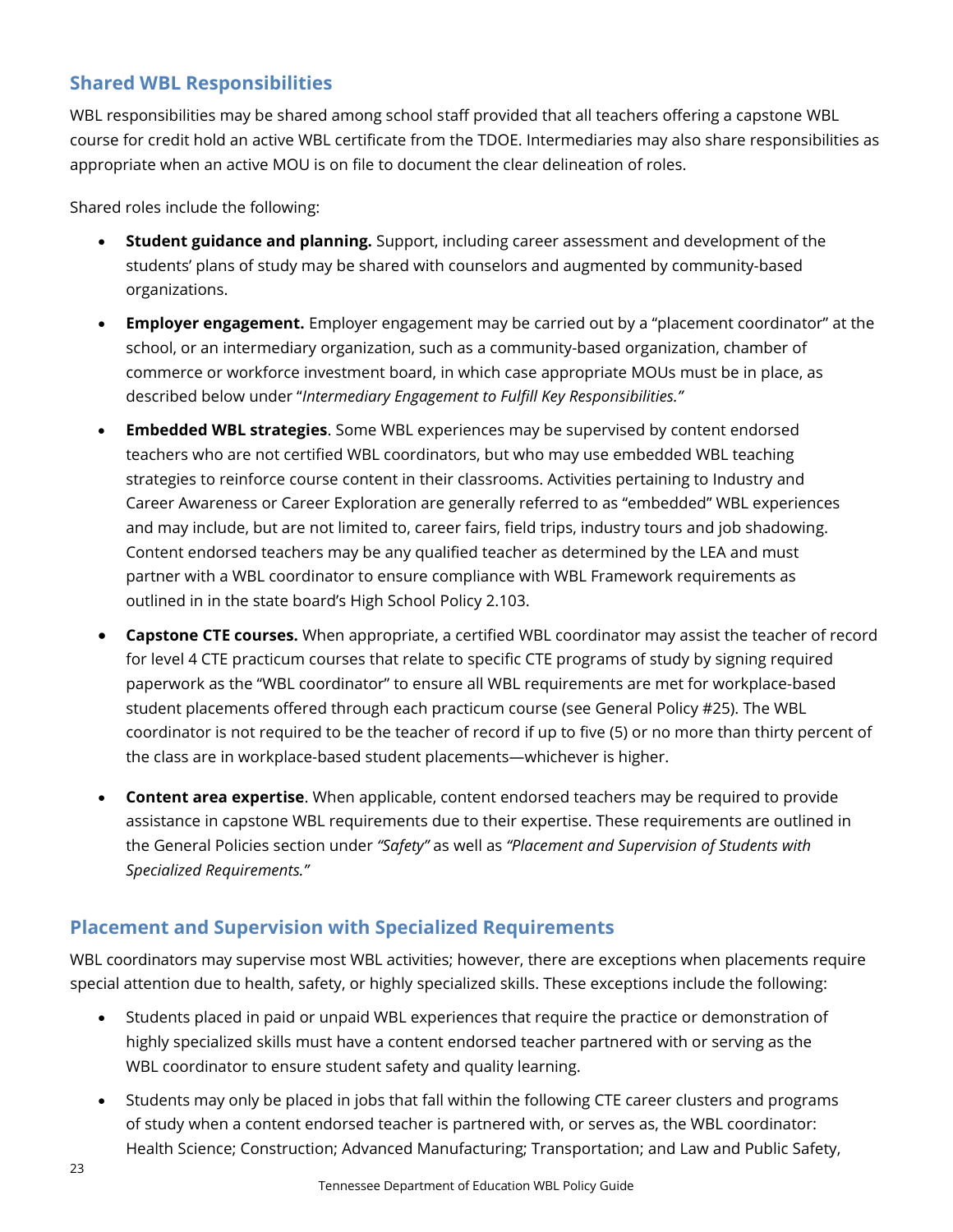## Shared WBL Responsibilities

WBL responsibilities may be shared among school staff provided that all teachers offering a capstone WBL course for credit hold an active WBL certificate from the TDOE. Intermediaries may also share responsibilities as appropriate when an active MOU is on file to document the clear delineation of roles.

Shared roles include the following:

- **Student guidance and planning.** Support, including career assessment and development of the students' plans of study may be shared with counselors and augmented by community-based organizations.
- **Employer engagement.** Employer engagement may be carried out by a "placement coordinator" at the school, or an intermediary organization, such as a community-based organization, chamber of commerce or workforce investment board, in which case appropriate MOUs must be in place, as described below under "*Intermediary Engagement to Fulfill Key Responsibilities.*"
- **Embedded WBL strategies**. Some WBL experiences may be supervised by content endorsed teachers who are not certified WBL coordinators, but who may use embedded WBL teaching strategies to reinforce course content in their classrooms. Activities pertaining to Industry and Career Awareness or Career Exploration are generally referred to as "embedded" WBL experiences and may include, but are not limited to, career fairs, field trips, industry tours and job shadowing. Content endorsed teachers may be any qualified teacher as determined by the LEA and must partner with a WBL coordinator to ensure compliance with WBL Framework requirements as outlined in in the state board's High School Policy 2.103.
- **Capstone CTE courses.** When appropriate, a certified WBL coordinator may assist the teacher of record for level 4 CTE practicum courses that relate to specific CTE programs of study by signing required paperwork as the "WBL coordinator" to ensure all WBL requirements are met for workplace-based student placements offered through each practicum course (see General Policy #25). The WBL coordinator is not required to be the teacher of record if up to five (5) or no more than thirty percent of the class are in workplace-based student placements—whichever is higher.
- **Content area expertise**. When applicable, content endorsed teachers may be required to provide assistance in capstone WBL requirements due to their expertise. These requirements are outlined in the General Policies section under *"Safety"* as well as *"Placement and Supervision of Students with Specialized Requirements."*

## Placement and Supervision with Specialized Requirements

WBL coordinators may supervise most WBL activities; however, there are exceptions when placements require special attention due to health, safety, or highly specialized skills. These exceptions include the following:

- Students placed in paid or unpaid WBL experiences that require the practice or demonstration of highly specialized skills must have a content endorsed teacher partnered with or serving as the WBL coordinator to ensure student safety and quality learning.
- Students may only be placed in jobs that fall within the following CTE career clusters and programs of study when a content endorsed teacher is partnered with, or serves as, the WBL coordinator: Health Science; Construction; Advanced Manufacturing; Transportation; and Law and Public Safety,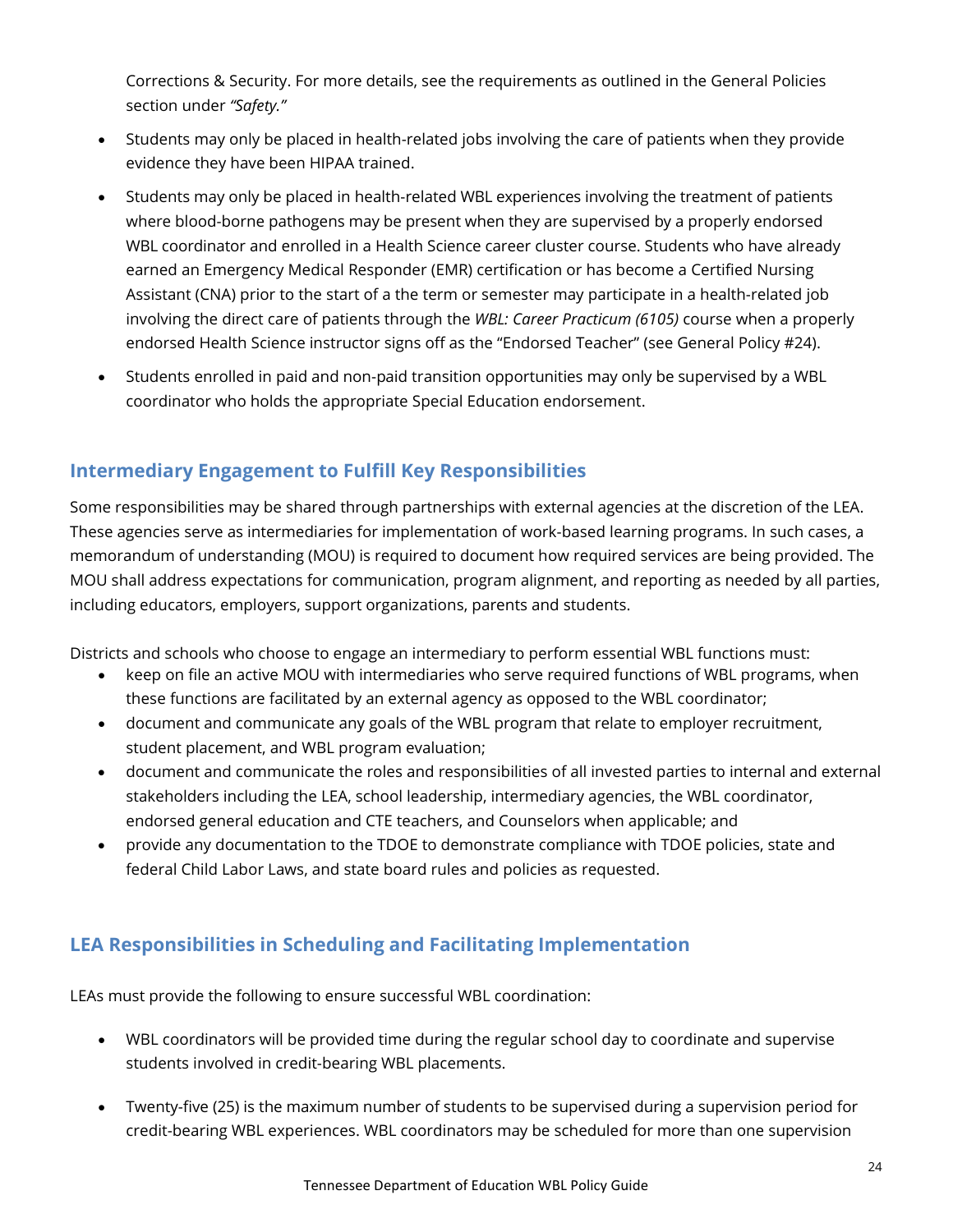Corrections & Security. For more details, see the requirements as outlined in the General Policies section under *"Safety."*

- Students may only be placed in health-related jobs involving the care of patients when they provide evidence they have been HIPAA trained.
- Students may only be placed in health-related WBL experiences involving the treatment of patients where blood-borne pathogens may be present when they are supervised by a properly endorsed WBL coordinator and enrolled in a Health Science career cluster course. Students who have already earned an Emergency Medical Responder (EMR) certification or has become a Certified Nursing Assistant (CNA) prior to the start of a the term or semester may participate in a health-related job involving the direct care of patients through the *WBL: Career Practicum (6105)* course when a properly endorsed Health Science instructor signs off as the "Endorsed Teacher" (see General Policy #24).
- Students enrolled in paid and non-paid transition opportunities may only be supervised by a WBL coordinator who holds the appropriate Special Education endorsement.

## Intermediary Engagement to Fulfill Key Responsibilities

Some responsibilities may be shared through partnerships with external agencies at the discretion of the LEA. These agencies serve as intermediaries for implementation of work-based learning programs. In such cases, a memorandum of understanding (MOU) is required to document how required services are being provided. The MOU shall address expectations for communication, program alignment, and reporting as needed by all parties, including educators, employers, support organizations, parents and students.

Districts and schools who choose to engage an intermediary to perform essential WBL functions must:

- keep on file an active MOU with intermediaries who serve required functions of WBL programs, when these functions are facilitated by an external agency as opposed to the WBL coordinator;
- document and communicate any goals of the WBL program that relate to employer recruitment, student placement, and WBL program evaluation;
- document and communicate the roles and responsibilities of all invested parties to internal and external stakeholders including the LEA, school leadership, intermediary agencies, the WBL coordinator, endorsed general education and CTE teachers, and Counselors when applicable; and
- provide any documentation to the TDOE to demonstrate compliance with TDOE policies, state and federal Child Labor Laws, and state board rules and policies as requested.

## LEA Responsibilities in Scheduling and Facilitating Implementation

LEAs must provide the following to ensure successful WBL coordination:

- WBL coordinators will be provided time during the regular school day to coordinate and supervise students involved in credit-bearing WBL placements.
- Twenty-five (25) is the maximum number of students to be supervised during a supervision period for credit-bearing WBL experiences. WBL coordinators may be scheduled for more than one supervision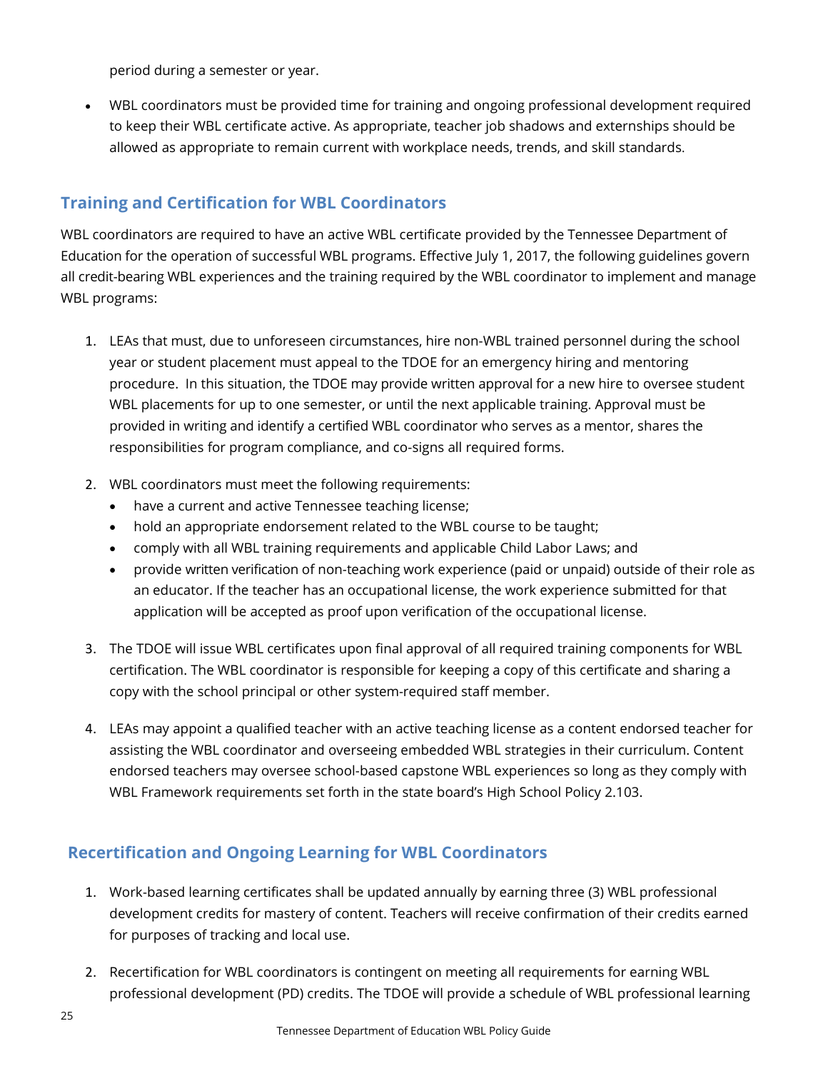period during a semester or year.

- WBL coordinators must be provided time for training and ongoing professional development required to keep their WBL certificate active. As appropriate, teacher job shadows and externships should be allowed as appropriate to remain current with workplace needs, trends, and skill standards.

## Training and Certification for WBL Coordinators

WBL coordinators are required to have an active WBL certificate provided by the Tennessee Department of Education for the operation of successful WBL programs. Effective July 1, 2017, the following guidelines govern all credit-bearing WBL experiences and the training required by the WBL coordinator to implement and manage WBL programs:

1. LEAs that must, due to unforeseen circumstances, hire non-WBL trained personnel during the school year or student placement must appeal to the TDOE for an emergency hiring and mentoring procedure. In this situation, the TDOE may provide written approval for a new hire to oversee student WBL placements for up to one semester, or until the next applicable training. Approval must be provided in writing and identify a certified WBL coordinator who serves as a mentor, shares the responsibilities for program compliance, and co-signs all required forms.

2. WBL coordinators must meet the following requirements:
   - have a current and active Tennessee teaching license;
   - hold an appropriate endorsement related to the WBL course to be taught;
   - comply with all WBL training requirements and applicable Child Labor Laws; and
   - provide written verification of non-teaching work experience (paid or unpaid) outside of their role as an educator. If the teacher has an occupational license, the work experience submitted for that application will be accepted as proof upon verification of the occupational license.

3. The TDOE will issue WBL certificates upon final approval of all required training components for WBL certification. The WBL coordinator is responsible for keeping a copy of this certificate and sharing a copy with the school principal or other system-required staff member.

4. LEAs may appoint a qualified teacher with an active teaching license as a content endorsed teacher for assisting the WBL coordinator and overseeing embedded WBL strategies in their curriculum. Content endorsed teachers may oversee school-based capstone WBL experiences so long as they comply with WBL Framework requirements set forth in the state board's High School Policy 2.103.

## Recertification and Ongoing Learning for WBL Coordinators

1. Work-based learning certificates shall be updated annually by earning three (3) WBL professional development credits for mastery of content. Teachers will receive confirmation of their credits earned for purposes of tracking and local use.

2. Recertification for WBL coordinators is contingent on meeting all requirements for earning WBL professional development (PD) credits. The TDOE will provide a schedule of WBL professional learning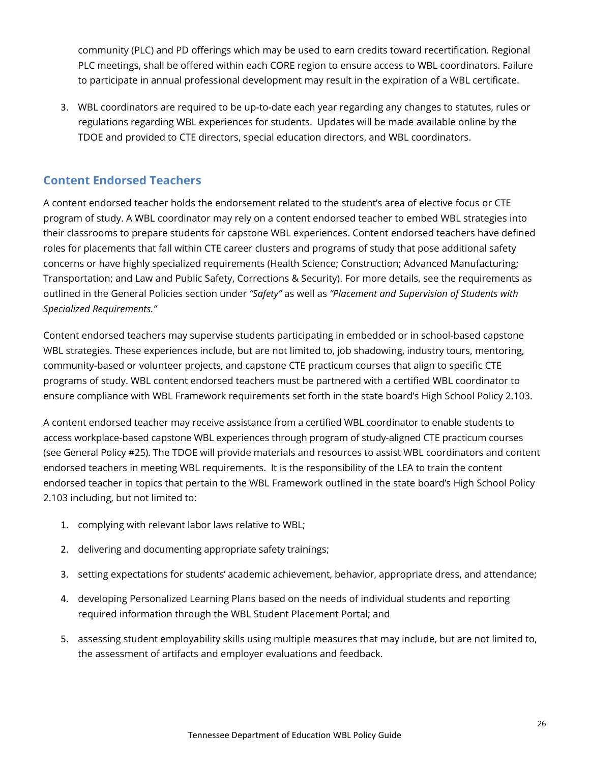community (PLC) and PD offerings which may be used to earn credits toward recertification. Regional PLC meetings, shall be offered within each CORE region to ensure access to WBL coordinators. Failure to participate in annual professional development may result in the expiration of a WBL certificate.

3. WBL coordinators are required to be up-to-date each year regarding any changes to statutes, rules or regulations regarding WBL experiences for students. Updates will be made available online by the TDOE and provided to CTE directors, special education directors, and WBL coordinators.

## Content Endorsed Teachers

A content endorsed teacher holds the endorsement related to the student's area of elective focus or CTE program of study. A WBL coordinator may rely on a content endorsed teacher to embed WBL strategies into their classrooms to prepare students for capstone WBL experiences. Content endorsed teachers have defined roles for placements that fall within CTE career clusters and programs of study that pose additional safety concerns or have highly specialized requirements (Health Science; Construction; Advanced Manufacturing; Transportation; and Law and Public Safety, Corrections & Security). For more details, see the requirements as outlined in the General Policies section under *"Safety"* as well as *"Placement and Supervision of Students with Specialized Requirements."*

Content endorsed teachers may supervise students participating in embedded or in school-based capstone WBL strategies. These experiences include, but are not limited to, job shadowing, industry tours, mentoring, community-based or volunteer projects, and capstone CTE practicum courses that align to specific CTE programs of study. WBL content endorsed teachers must be partnered with a certified WBL coordinator to ensure compliance with WBL Framework requirements set forth in the state board's High School Policy 2.103.

A content endorsed teacher may receive assistance from a certified WBL coordinator to enable students to access workplace-based capstone WBL experiences through program of study-aligned CTE practicum courses (see General Policy #25). The TDOE will provide materials and resources to assist WBL coordinators and content endorsed teachers in meeting WBL requirements. It is the responsibility of the LEA to train the content endorsed teacher in topics that pertain to the WBL Framework outlined in the state board's High School Policy 2.103 including, but not limited to:

1. complying with relevant labor laws relative to WBL;
2. delivering and documenting appropriate safety trainings;
3. setting expectations for students' academic achievement, behavior, appropriate dress, and attendance;
4. developing Personalized Learning Plans based on the needs of individual students and reporting required information through the WBL Student Placement Portal; and
5. assessing student employability skills using multiple measures that may include, but are not limited to, the assessment of artifacts and employer evaluations and feedback.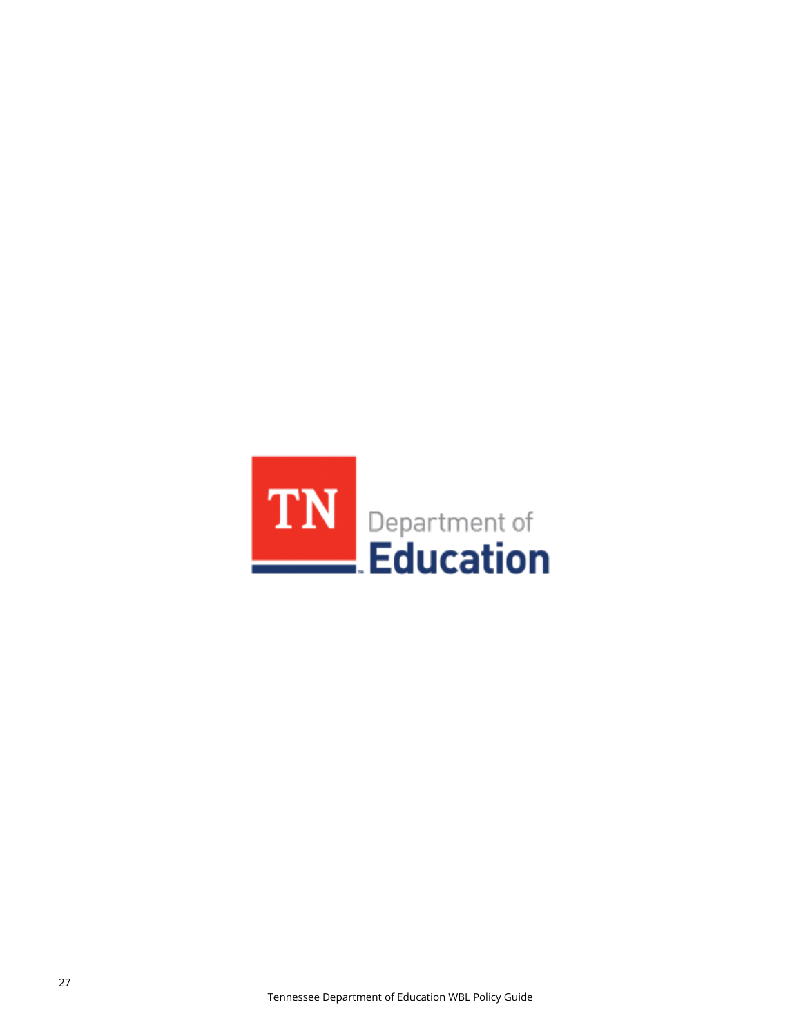TN Department of Education